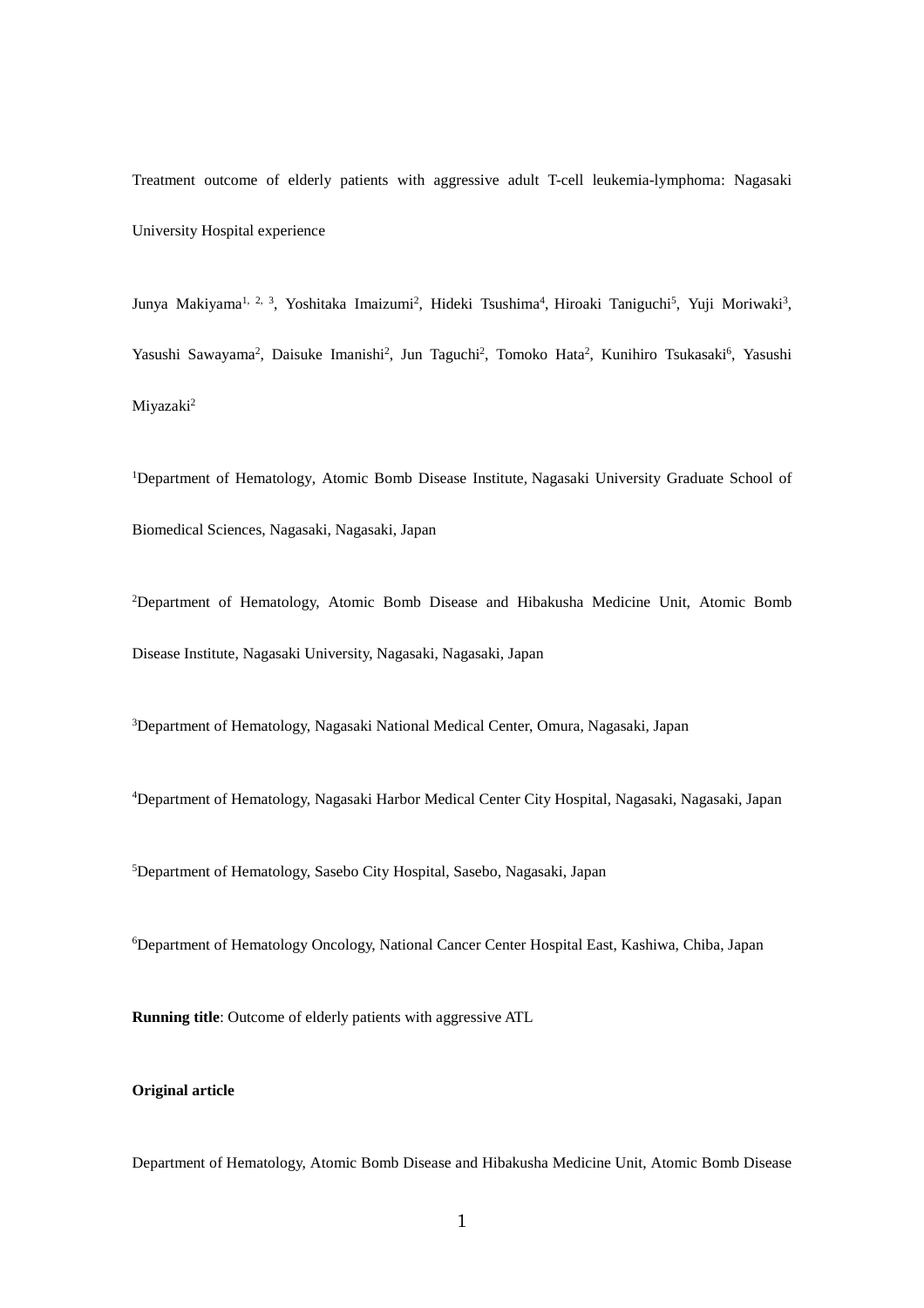Treatment outcome of elderly patients with aggressive adult T-cell leukemia-lymphoma: Nagasaki University Hospital experience

Junya Makiyama[1, 2, 3], Yoshitaka Imaizumi[2], Hideki Tsushima[4], Hiroaki Taniguchi[5], Yuji Moriwaki[3], Yasushi Sawayama[2], Daisuke Imanishi[2], Jun Taguchi[2], Tomoko Hata[2], Kunihiro Tsukasaki[6], Yasushi Miyazaki[2]

[1]Department of Hematology, Atomic Bomb Disease Institute, Nagasaki University Graduate School of Biomedical Sciences, Nagasaki, Nagasaki, Japan

[2]Department of Hematology, Atomic Bomb Disease and Hibakusha Medicine Unit, Atomic Bomb Disease Institute, Nagasaki University, Nagasaki, Nagasaki, Japan

[3]Department of Hematology, Nagasaki National Medical Center, Omura, Nagasaki, Japan

[4]Department of Hematology, Nagasaki Harbor Medical Center City Hospital, Nagasaki, Nagasaki, Japan

[5]Department of Hematology, Sasebo City Hospital, Sasebo, Nagasaki, Japan

[6]Department of Hematology Oncology, National Cancer Center Hospital East, Kashiwa, Chiba, Japan

**Running title**: Outcome of elderly patients with aggressive ATL

**Original article**

Department of Hematology, Atomic Bomb Disease and Hibakusha Medicine Unit, Atomic Bomb Disease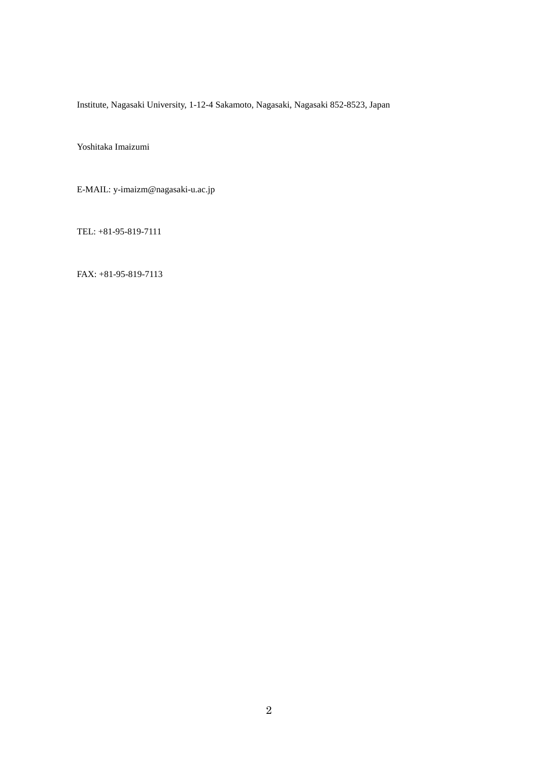Institute, Nagasaki University, 1-12-4 Sakamoto, Nagasaki, Nagasaki 852-8523, Japan

Yoshitaka Imaizumi

E-MAIL: y-imaizm@nagasaki-u.ac.jp

TEL: +81-95-819-7111

FAX: +81-95-819-7113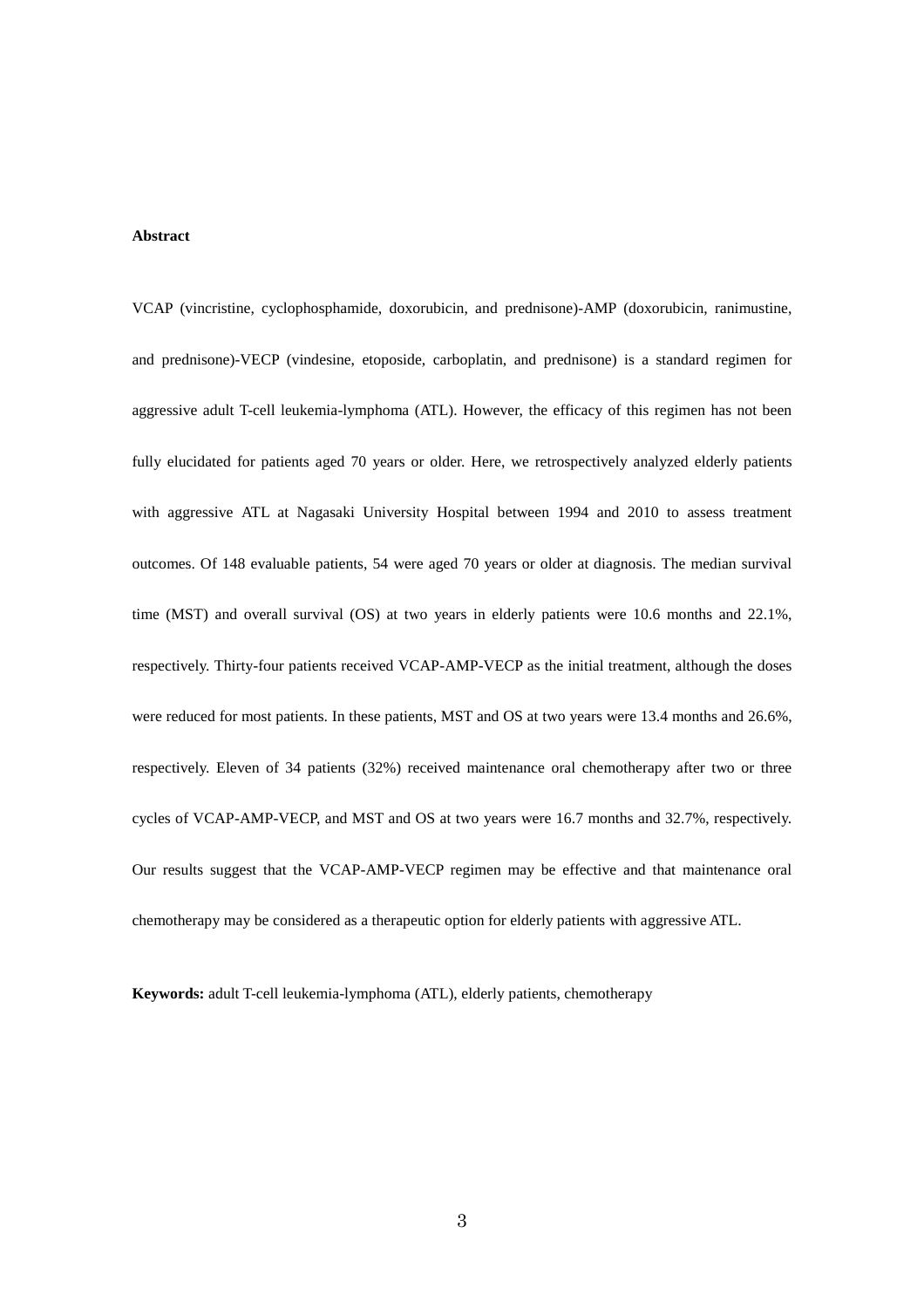## Abstract

VCAP (vincristine, cyclophosphamide, doxorubicin, and prednisone)-AMP (doxorubicin, ranimustine, and prednisone)-VECP (vindesine, etoposide, carboplatin, and prednisone) is a standard regimen for aggressive adult T-cell leukemia-lymphoma (ATL). However, the efficacy of this regimen has not been fully elucidated for patients aged 70 years or older. Here, we retrospectively analyzed elderly patients with aggressive ATL at Nagasaki University Hospital between 1994 and 2010 to assess treatment outcomes. Of 148 evaluable patients, 54 were aged 70 years or older at diagnosis. The median survival time (MST) and overall survival (OS) at two years in elderly patients were 10.6 months and 22.1%, respectively. Thirty-four patients received VCAP-AMP-VECP as the initial treatment, although the doses were reduced for most patients. In these patients, MST and OS at two years were 13.4 months and 26.6%, respectively. Eleven of 34 patients (32%) received maintenance oral chemotherapy after two or three cycles of VCAP-AMP-VECP, and MST and OS at two years were 16.7 months and 32.7%, respectively. Our results suggest that the VCAP-AMP-VECP regimen may be effective and that maintenance oral chemotherapy may be considered as a therapeutic option for elderly patients with aggressive ATL.

**Keywords:** adult T-cell leukemia-lymphoma (ATL), elderly patients, chemotherapy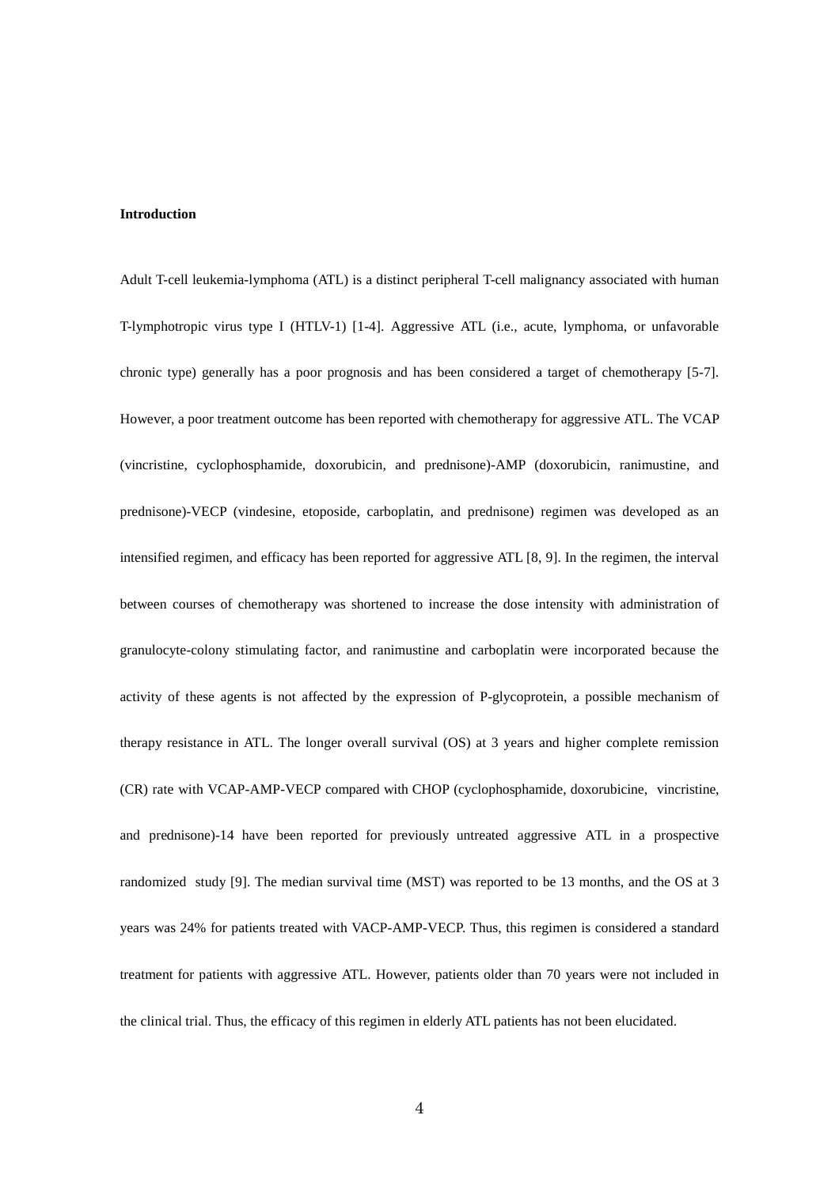**Introduction**

Adult T-cell leukemia-lymphoma (ATL) is a distinct peripheral T-cell malignancy associated with human T-lymphotropic virus type I (HTLV-1) [1-4]. Aggressive ATL (i.e., acute, lymphoma, or unfavorable chronic type) generally has a poor prognosis and has been considered a target of chemotherapy [5-7]. However, a poor treatment outcome has been reported with chemotherapy for aggressive ATL. The VCAP (vincristine, cyclophosphamide, doxorubicin, and prednisone)-AMP (doxorubicin, ranimustine, and prednisone)-VECP (vindesine, etoposide, carboplatin, and prednisone) regimen was developed as an intensified regimen, and efficacy has been reported for aggressive ATL [8, 9]. In the regimen, the interval between courses of chemotherapy was shortened to increase the dose intensity with administration of granulocyte-colony stimulating factor, and ranimustine and carboplatin were incorporated because the activity of these agents is not affected by the expression of P-glycoprotein, a possible mechanism of therapy resistance in ATL. The longer overall survival (OS) at 3 years and higher complete remission (CR) rate with VCAP-AMP-VECP compared with CHOP (cyclophosphamide, doxorubicine, vincristine, and prednisone)-14 have been reported for previously untreated aggressive ATL in a prospective randomized study [9]. The median survival time (MST) was reported to be 13 months, and the OS at 3 years was 24% for patients treated with VACP-AMP-VECP. Thus, this regimen is considered a standard treatment for patients with aggressive ATL. However, patients older than 70 years were not included in the clinical trial. Thus, the efficacy of this regimen in elderly ATL patients has not been elucidated.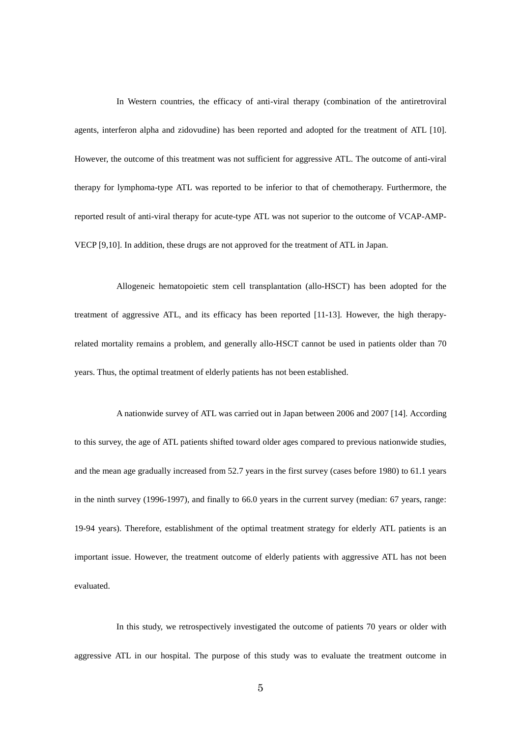In Western countries, the efficacy of anti-viral therapy (combination of the antiretroviral agents, interferon alpha and zidovudine) has been reported and adopted for the treatment of ATL [10]. However, the outcome of this treatment was not sufficient for aggressive ATL. The outcome of anti-viral therapy for lymphoma-type ATL was reported to be inferior to that of chemotherapy. Furthermore, the reported result of anti-viral therapy for acute-type ATL was not superior to the outcome of VCAP-AMP-VECP [9,10]. In addition, these drugs are not approved for the treatment of ATL in Japan.

Allogeneic hematopoietic stem cell transplantation (allo-HSCT) has been adopted for the treatment of aggressive ATL, and its efficacy has been reported [11-13]. However, the high therapy-related mortality remains a problem, and generally allo-HSCT cannot be used in patients older than 70 years. Thus, the optimal treatment of elderly patients has not been established.

A nationwide survey of ATL was carried out in Japan between 2006 and 2007 [14]. According to this survey, the age of ATL patients shifted toward older ages compared to previous nationwide studies, and the mean age gradually increased from 52.7 years in the first survey (cases before 1980) to 61.1 years in the ninth survey (1996-1997), and finally to 66.0 years in the current survey (median: 67 years, range: 19-94 years). Therefore, establishment of the optimal treatment strategy for elderly ATL patients is an important issue. However, the treatment outcome of elderly patients with aggressive ATL has not been evaluated.

In this study, we retrospectively investigated the outcome of patients 70 years or older with aggressive ATL in our hospital. The purpose of this study was to evaluate the treatment outcome in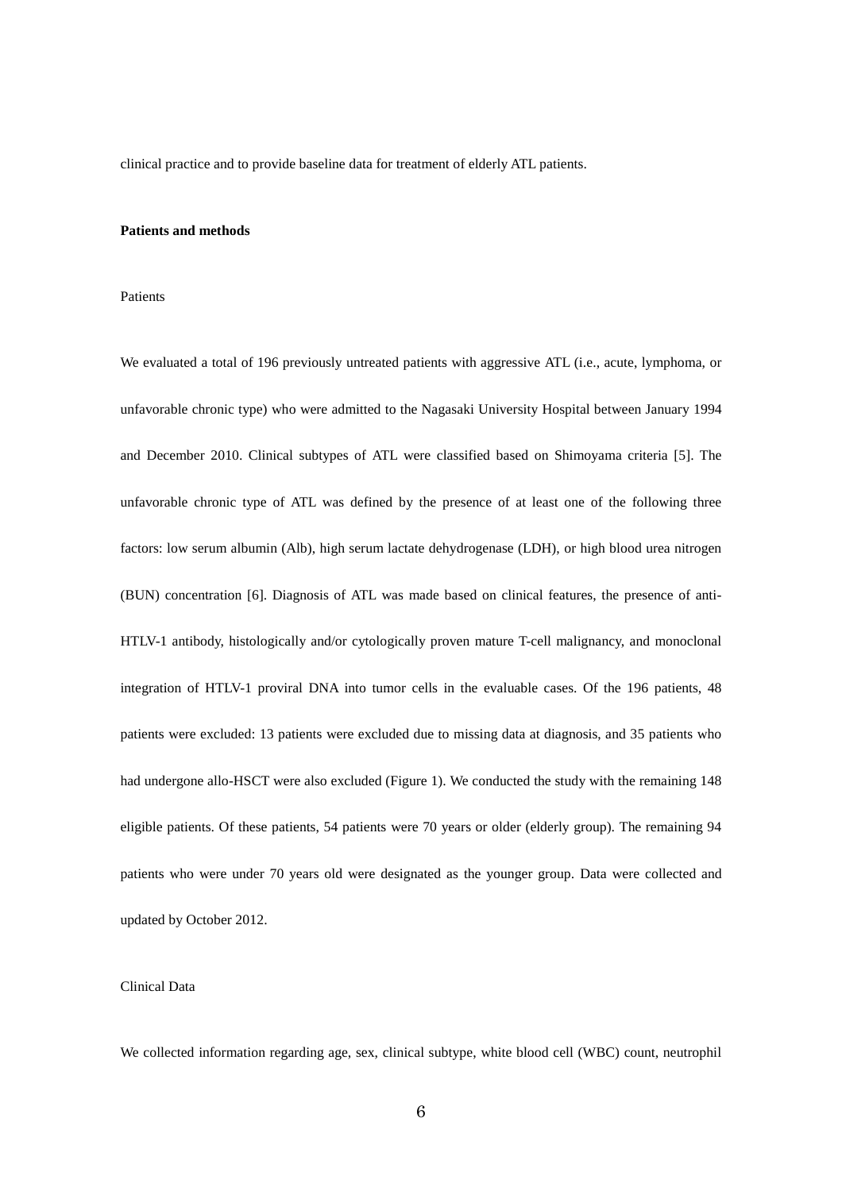clinical practice and to provide baseline data for treatment of elderly ATL patients.

## Patients and methods

### Patients

We evaluated a total of 196 previously untreated patients with aggressive ATL (i.e., acute, lymphoma, or unfavorable chronic type) who were admitted to the Nagasaki University Hospital between January 1994 and December 2010. Clinical subtypes of ATL were classified based on Shimoyama criteria [5]. The unfavorable chronic type of ATL was defined by the presence of at least one of the following three factors: low serum albumin (Alb), high serum lactate dehydrogenase (LDH), or high blood urea nitrogen (BUN) concentration [6]. Diagnosis of ATL was made based on clinical features, the presence of anti-HTLV-1 antibody, histologically and/or cytologically proven mature T-cell malignancy, and monoclonal integration of HTLV-1 proviral DNA into tumor cells in the evaluable cases. Of the 196 patients, 48 patients were excluded: 13 patients were excluded due to missing data at diagnosis, and 35 patients who had undergone allo-HSCT were also excluded (Figure 1). We conducted the study with the remaining 148 eligible patients. Of these patients, 54 patients were 70 years or older (elderly group). The remaining 94 patients who were under 70 years old were designated as the younger group. Data were collected and updated by October 2012.

### Clinical Data

We collected information regarding age, sex, clinical subtype, white blood cell (WBC) count, neutrophil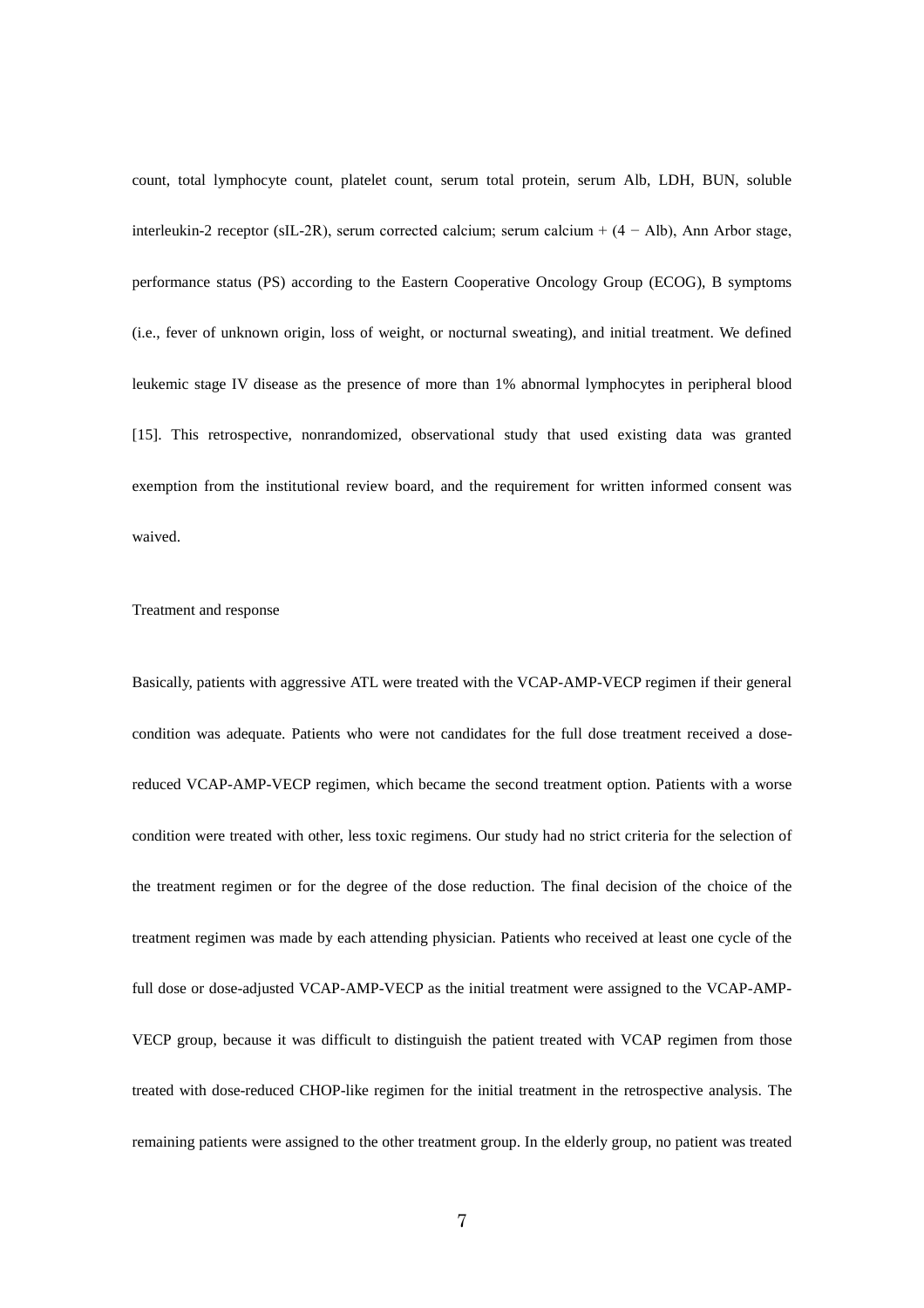count, total lymphocyte count, platelet count, serum total protein, serum Alb, LDH, BUN, soluble interleukin-2 receptor (sIL-2R), serum corrected calcium; serum calcium + (4 − Alb), Ann Arbor stage, performance status (PS) according to the Eastern Cooperative Oncology Group (ECOG), B symptoms (i.e., fever of unknown origin, loss of weight, or nocturnal sweating), and initial treatment. We defined leukemic stage IV disease as the presence of more than 1% abnormal lymphocytes in peripheral blood [15]. This retrospective, nonrandomized, observational study that used existing data was granted exemption from the institutional review board, and the requirement for written informed consent was waived.

## Treatment and response

Basically, patients with aggressive ATL were treated with the VCAP-AMP-VECP regimen if their general condition was adequate. Patients who were not candidates for the full dose treatment received a dose-reduced VCAP-AMP-VECP regimen, which became the second treatment option. Patients with a worse condition were treated with other, less toxic regimens. Our study had no strict criteria for the selection of the treatment regimen or for the degree of the dose reduction. The final decision of the choice of the treatment regimen was made by each attending physician. Patients who received at least one cycle of the full dose or dose-adjusted VCAP-AMP-VECP as the initial treatment were assigned to the VCAP-AMP-VECP group, because it was difficult to distinguish the patient treated with VCAP regimen from those treated with dose-reduced CHOP-like regimen for the initial treatment in the retrospective analysis. The remaining patients were assigned to the other treatment group. In the elderly group, no patient was treated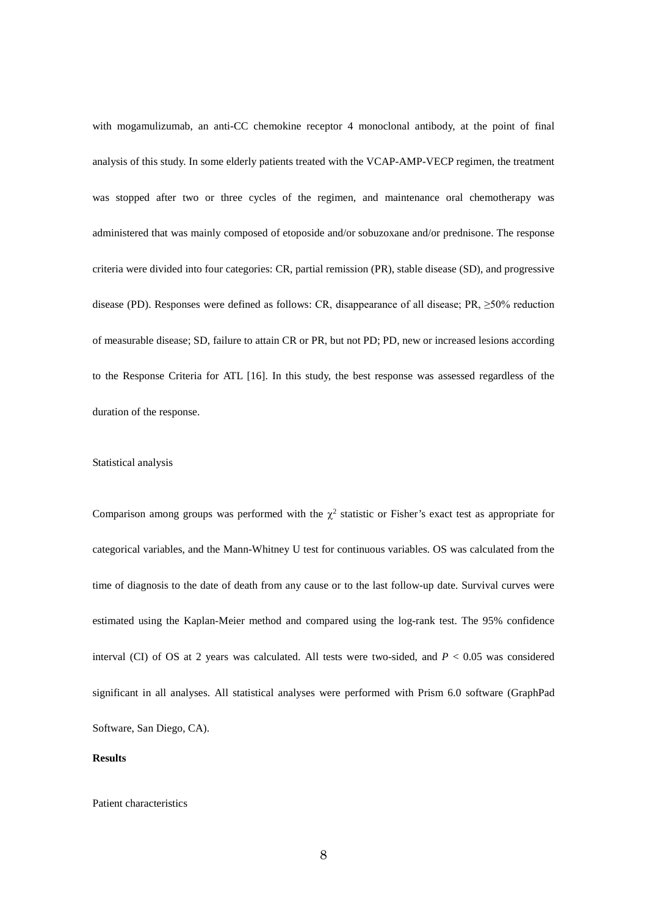with mogamulizumab, an anti-CC chemokine receptor 4 monoclonal antibody, at the point of final analysis of this study. In some elderly patients treated with the VCAP-AMP-VECP regimen, the treatment was stopped after two or three cycles of the regimen, and maintenance oral chemotherapy was administered that was mainly composed of etoposide and/or sobuzoxane and/or prednisone. The response criteria were divided into four categories: CR, partial remission (PR), stable disease (SD), and progressive disease (PD). Responses were defined as follows: CR, disappearance of all disease; PR, ≥50% reduction of measurable disease; SD, failure to attain CR or PR, but not PD; PD, new or increased lesions according to the Response Criteria for ATL [16]. In this study, the best response was assessed regardless of the duration of the response.

Statistical analysis

Comparison among groups was performed with the $\chi^2$ statistic or Fisher's exact test as appropriate for categorical variables, and the Mann-Whitney U test for continuous variables. OS was calculated from the time of diagnosis to the date of death from any cause or to the last follow-up date. Survival curves were estimated using the Kaplan-Meier method and compared using the log-rank test. The 95% confidence interval (CI) of OS at 2 years was calculated. All tests were two-sided, and $P < 0.05$ was considered significant in all analyses. All statistical analyses were performed with Prism 6.0 software (GraphPad Software, San Diego, CA).

**Results**

Patient characteristics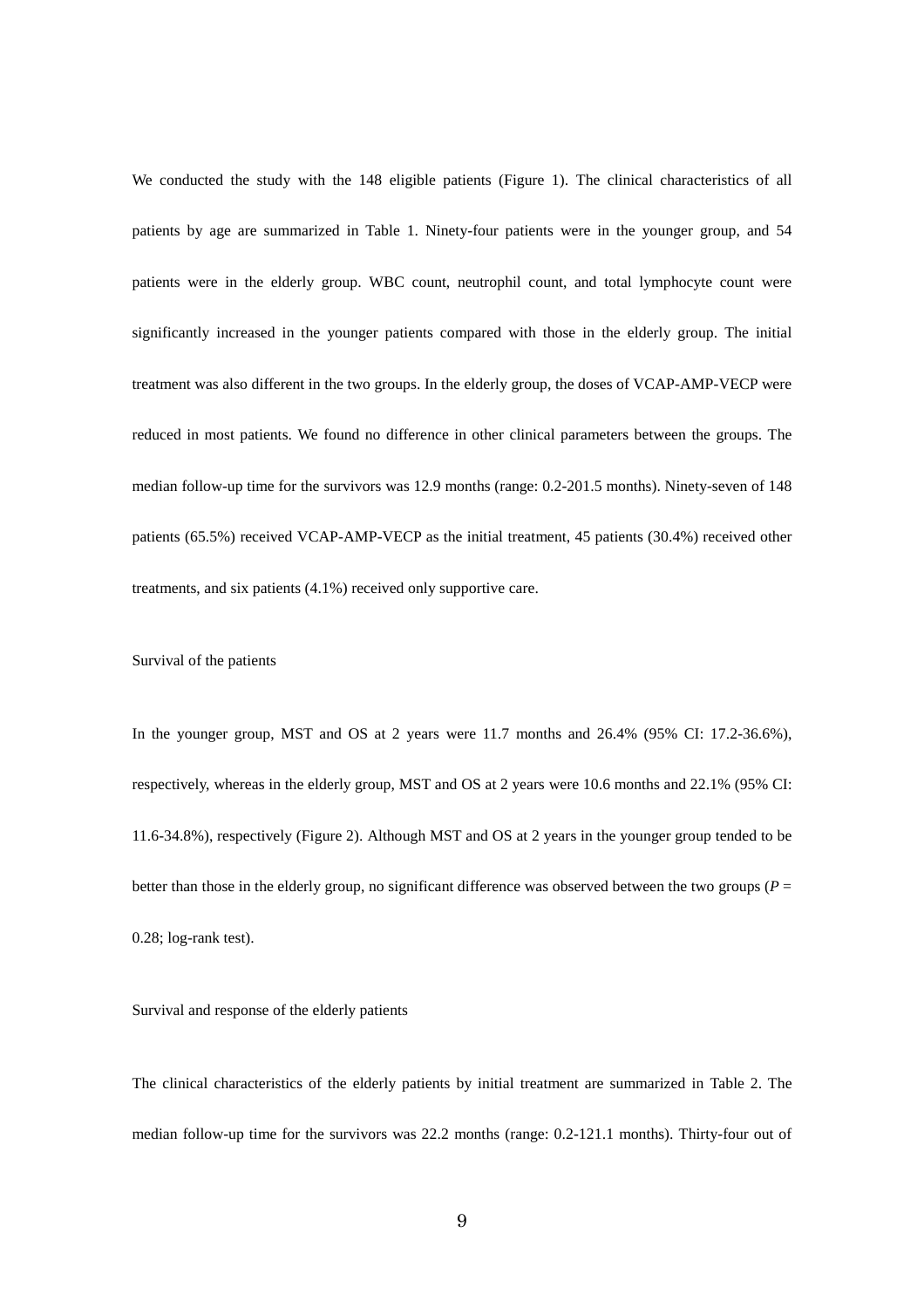We conducted the study with the 148 eligible patients (Figure 1). The clinical characteristics of all patients by age are summarized in Table 1. Ninety-four patients were in the younger group, and 54 patients were in the elderly group. WBC count, neutrophil count, and total lymphocyte count were significantly increased in the younger patients compared with those in the elderly group. The initial treatment was also different in the two groups. In the elderly group, the doses of VCAP-AMP-VECP were reduced in most patients. We found no difference in other clinical parameters between the groups. The median follow-up time for the survivors was 12.9 months (range: 0.2-201.5 months). Ninety-seven of 148 patients (65.5%) received VCAP-AMP-VECP as the initial treatment, 45 patients (30.4%) received other treatments, and six patients (4.1%) received only supportive care.

Survival of the patients

In the younger group, MST and OS at 2 years were 11.7 months and 26.4% (95% CI: 17.2-36.6%), respectively, whereas in the elderly group, MST and OS at 2 years were 10.6 months and 22.1% (95% CI: 11.6-34.8%), respectively (Figure 2). Although MST and OS at 2 years in the younger group tended to be better than those in the elderly group, no significant difference was observed between the two groups ($P$ = 0.28; log-rank test).

Survival and response of the elderly patients

The clinical characteristics of the elderly patients by initial treatment are summarized in Table 2. The median follow-up time for the survivors was 22.2 months (range: 0.2-121.1 months). Thirty-four out of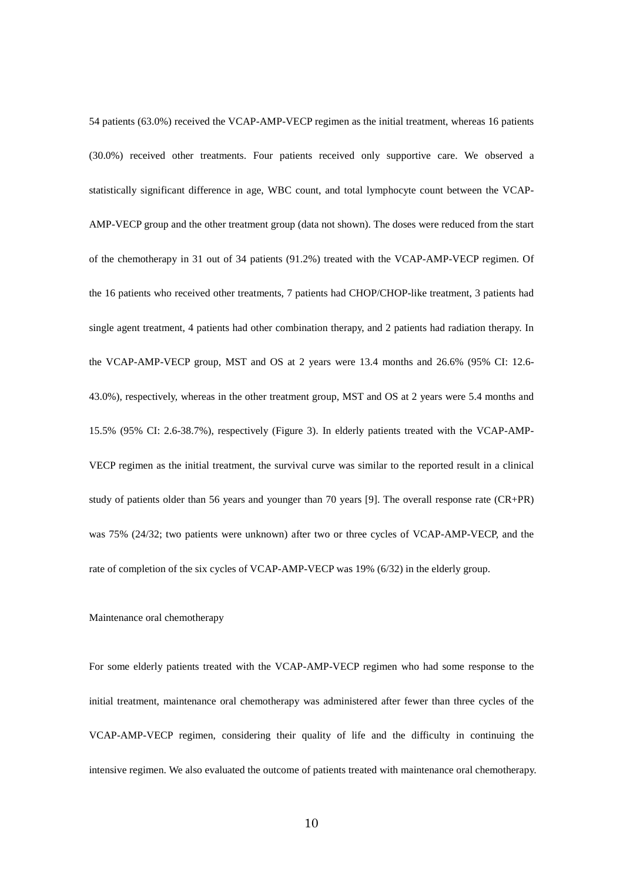54 patients (63.0%) received the VCAP-AMP-VECP regimen as the initial treatment, whereas 16 patients (30.0%) received other treatments. Four patients received only supportive care. We observed a statistically significant difference in age, WBC count, and total lymphocyte count between the VCAP-AMP-VECP group and the other treatment group (data not shown). The doses were reduced from the start of the chemotherapy in 31 out of 34 patients (91.2%) treated with the VCAP-AMP-VECP regimen. Of the 16 patients who received other treatments, 7 patients had CHOP/CHOP-like treatment, 3 patients had single agent treatment, 4 patients had other combination therapy, and 2 patients had radiation therapy. In the VCAP-AMP-VECP group, MST and OS at 2 years were 13.4 months and 26.6% (95% CI: 12.6-43.0%), respectively, whereas in the other treatment group, MST and OS at 2 years were 5.4 months and 15.5% (95% CI: 2.6-38.7%), respectively (Figure 3). In elderly patients treated with the VCAP-AMP-VECP regimen as the initial treatment, the survival curve was similar to the reported result in a clinical study of patients older than 56 years and younger than 70 years [9]. The overall response rate (CR+PR) was 75% (24/32; two patients were unknown) after two or three cycles of VCAP-AMP-VECP, and the rate of completion of the six cycles of VCAP-AMP-VECP was 19% (6/32) in the elderly group.

Maintenance oral chemotherapy

For some elderly patients treated with the VCAP-AMP-VECP regimen who had some response to the initial treatment, maintenance oral chemotherapy was administered after fewer than three cycles of the VCAP-AMP-VECP regimen, considering their quality of life and the difficulty in continuing the intensive regimen. We also evaluated the outcome of patients treated with maintenance oral chemotherapy.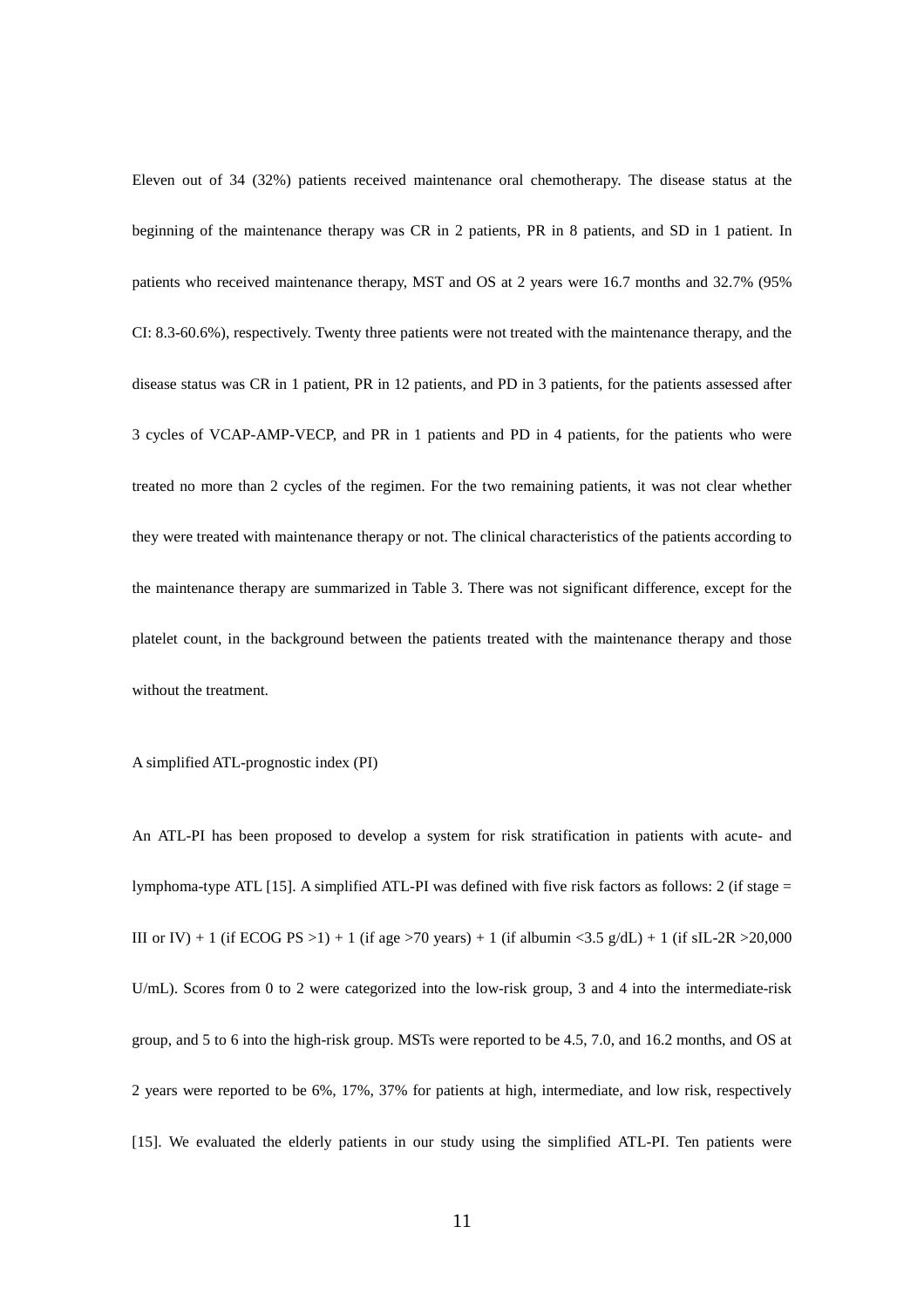Eleven out of 34 (32%) patients received maintenance oral chemotherapy. The disease status at the beginning of the maintenance therapy was CR in 2 patients, PR in 8 patients, and SD in 1 patient. In patients who received maintenance therapy, MST and OS at 2 years were 16.7 months and 32.7% (95% CI: 8.3-60.6%), respectively. Twenty three patients were not treated with the maintenance therapy, and the disease status was CR in 1 patient, PR in 12 patients, and PD in 3 patients, for the patients assessed after 3 cycles of VCAP-AMP-VECP, and PR in 1 patients and PD in 4 patients, for the patients who were treated no more than 2 cycles of the regimen. For the two remaining patients, it was not clear whether they were treated with maintenance therapy or not. The clinical characteristics of the patients according to the maintenance therapy are summarized in Table 3. There was not significant difference, except for the platelet count, in the background between the patients treated with the maintenance therapy and those without the treatment.

A simplified ATL-prognostic index (PI)

An ATL-PI has been proposed to develop a system for risk stratification in patients with acute- and lymphoma-type ATL [15]. A simplified ATL-PI was defined with five risk factors as follows: 2 (if stage = III or IV) + 1 (if ECOG PS >1) + 1 (if age >70 years) + 1 (if albumin <3.5 g/dL) + 1 (if sIL-2R >20,000 U/mL). Scores from 0 to 2 were categorized into the low-risk group, 3 and 4 into the intermediate-risk group, and 5 to 6 into the high-risk group. MSTs were reported to be 4.5, 7.0, and 16.2 months, and OS at 2 years were reported to be 6%, 17%, 37% for patients at high, intermediate, and low risk, respectively [15]. We evaluated the elderly patients in our study using the simplified ATL-PI. Ten patients were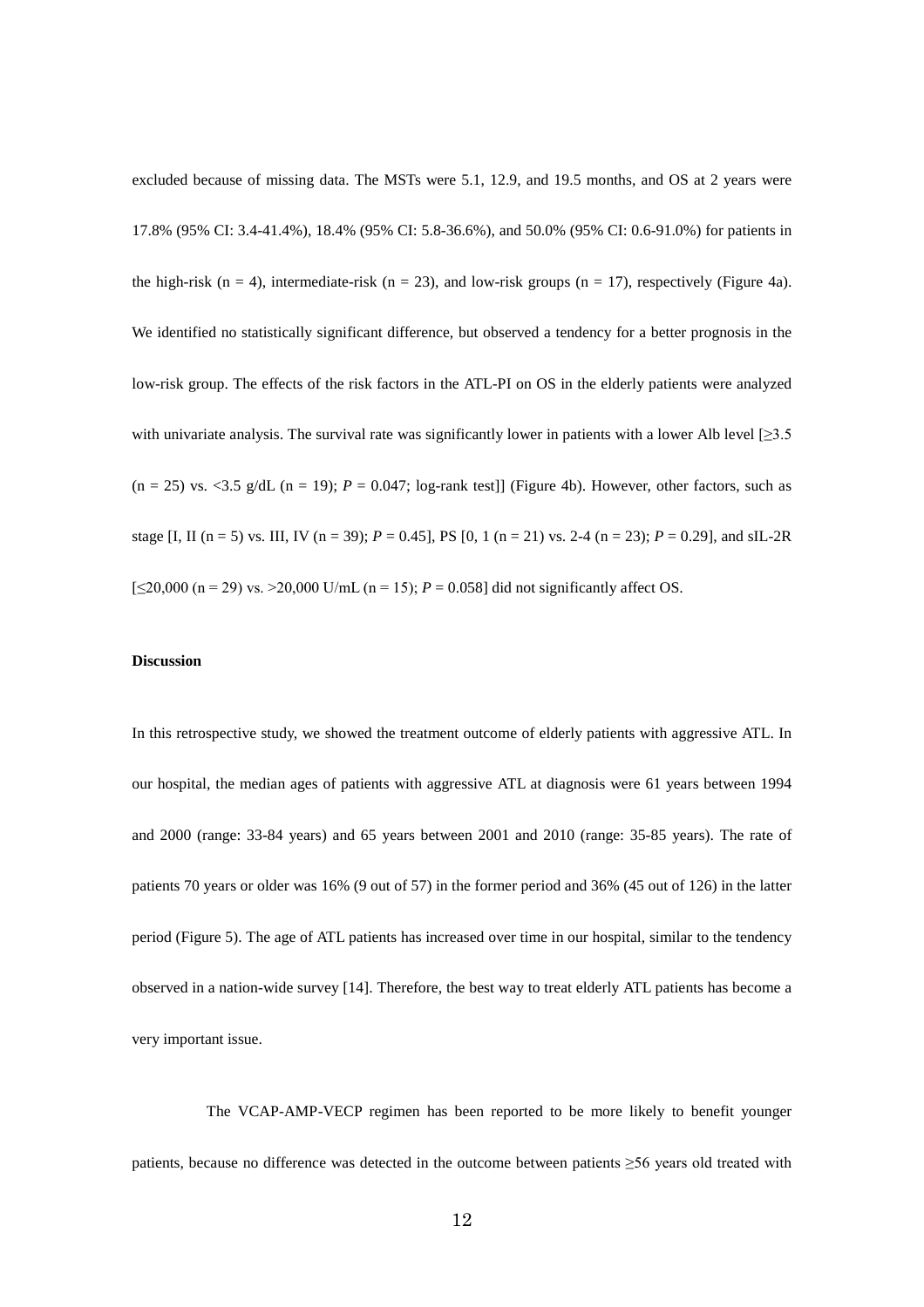excluded because of missing data. The MSTs were 5.1, 12.9, and 19.5 months, and OS at 2 years were 17.8% (95% CI: 3.4-41.4%), 18.4% (95% CI: 5.8-36.6%), and 50.0% (95% CI: 0.6-91.0%) for patients in the high-risk (n = 4), intermediate-risk (n = 23), and low-risk groups (n = 17), respectively (Figure 4a). We identified no statistically significant difference, but observed a tendency for a better prognosis in the low-risk group. The effects of the risk factors in the ATL-PI on OS in the elderly patients were analyzed with univariate analysis. The survival rate was significantly lower in patients with a lower Alb level [≥3.5 (n = 25) vs. <3.5 g/dL (n = 19); *P* = 0.047; log-rank test]] (Figure 4b). However, other factors, such as stage [I, II (n = 5) vs. III, IV (n = 39); *P* = 0.45], PS [0, 1 (n = 21) vs. 2-4 (n = 23); *P* = 0.29], and sIL-2R [≤20,000 (n = 29) vs. >20,000 U/mL (n = 15); *P* = 0.058] did not significantly affect OS.

**Discussion**

In this retrospective study, we showed the treatment outcome of elderly patients with aggressive ATL. In our hospital, the median ages of patients with aggressive ATL at diagnosis were 61 years between 1994 and 2000 (range: 33-84 years) and 65 years between 2001 and 2010 (range: 35-85 years). The rate of patients 70 years or older was 16% (9 out of 57) in the former period and 36% (45 out of 126) in the latter period (Figure 5). The age of ATL patients has increased over time in our hospital, similar to the tendency observed in a nation-wide survey [14]. Therefore, the best way to treat elderly ATL patients has become a very important issue.

The VCAP-AMP-VECP regimen has been reported to be more likely to benefit younger patients, because no difference was detected in the outcome between patients ≥56 years old treated with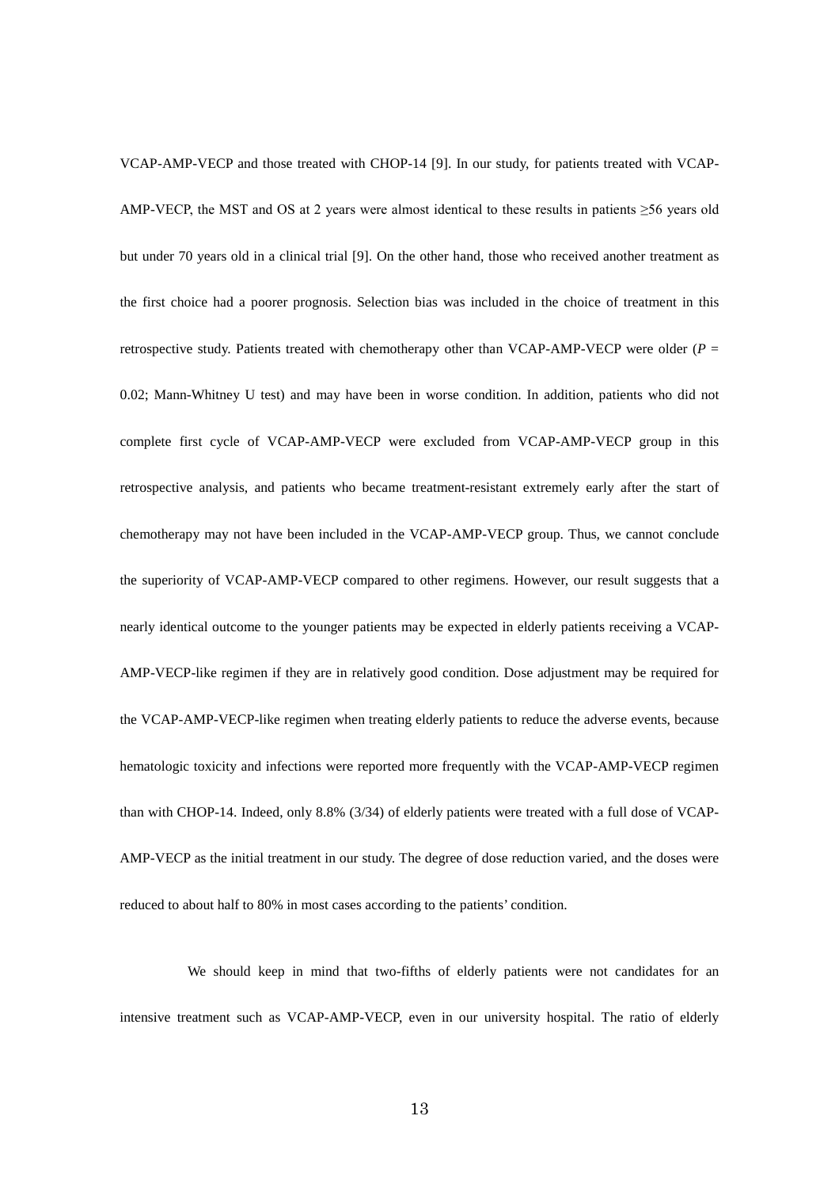VCAP-AMP-VECP and those treated with CHOP-14 [9]. In our study, for patients treated with VCAP-AMP-VECP, the MST and OS at 2 years were almost identical to these results in patients ≥56 years old but under 70 years old in a clinical trial [9]. On the other hand, those who received another treatment as the first choice had a poorer prognosis. Selection bias was included in the choice of treatment in this retrospective study. Patients treated with chemotherapy other than VCAP-AMP-VECP were older ($P$ = 0.02; Mann-Whitney U test) and may have been in worse condition. In addition, patients who did not complete first cycle of VCAP-AMP-VECP were excluded from VCAP-AMP-VECP group in this retrospective analysis, and patients who became treatment-resistant extremely early after the start of chemotherapy may not have been included in the VCAP-AMP-VECP group. Thus, we cannot conclude the superiority of VCAP-AMP-VECP compared to other regimens. However, our result suggests that a nearly identical outcome to the younger patients may be expected in elderly patients receiving a VCAP-AMP-VECP-like regimen if they are in relatively good condition. Dose adjustment may be required for the VCAP-AMP-VECP-like regimen when treating elderly patients to reduce the adverse events, because hematologic toxicity and infections were reported more frequently with the VCAP-AMP-VECP regimen than with CHOP-14. Indeed, only 8.8% (3/34) of elderly patients were treated with a full dose of VCAP-AMP-VECP as the initial treatment in our study. The degree of dose reduction varied, and the doses were reduced to about half to 80% in most cases according to the patients' condition.

We should keep in mind that two-fifths of elderly patients were not candidates for an intensive treatment such as VCAP-AMP-VECP, even in our university hospital. The ratio of elderly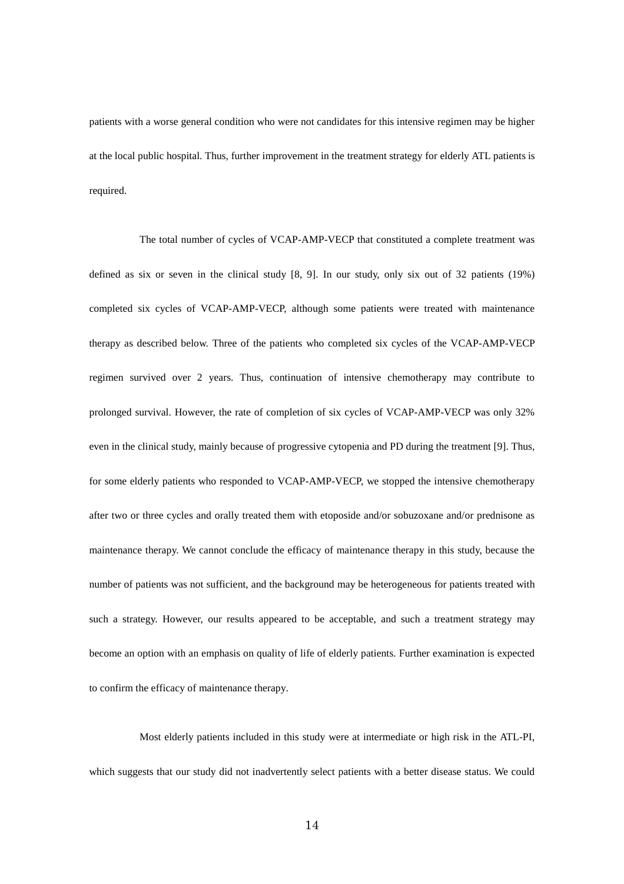patients with a worse general condition who were not candidates for this intensive regimen may be higher at the local public hospital. Thus, further improvement in the treatment strategy for elderly ATL patients is required.

The total number of cycles of VCAP-AMP-VECP that constituted a complete treatment was defined as six or seven in the clinical study [8, 9]. In our study, only six out of 32 patients (19%) completed six cycles of VCAP-AMP-VECP, although some patients were treated with maintenance therapy as described below. Three of the patients who completed six cycles of the VCAP-AMP-VECP regimen survived over 2 years. Thus, continuation of intensive chemotherapy may contribute to prolonged survival. However, the rate of completion of six cycles of VCAP-AMP-VECP was only 32% even in the clinical study, mainly because of progressive cytopenia and PD during the treatment [9]. Thus, for some elderly patients who responded to VCAP-AMP-VECP, we stopped the intensive chemotherapy after two or three cycles and orally treated them with etoposide and/or sobuzoxane and/or prednisone as maintenance therapy. We cannot conclude the efficacy of maintenance therapy in this study, because the number of patients was not sufficient, and the background may be heterogeneous for patients treated with such a strategy. However, our results appeared to be acceptable, and such a treatment strategy may become an option with an emphasis on quality of life of elderly patients. Further examination is expected to confirm the efficacy of maintenance therapy.

Most elderly patients included in this study were at intermediate or high risk in the ATL-PI, which suggests that our study did not inadvertently select patients with a better disease status. We could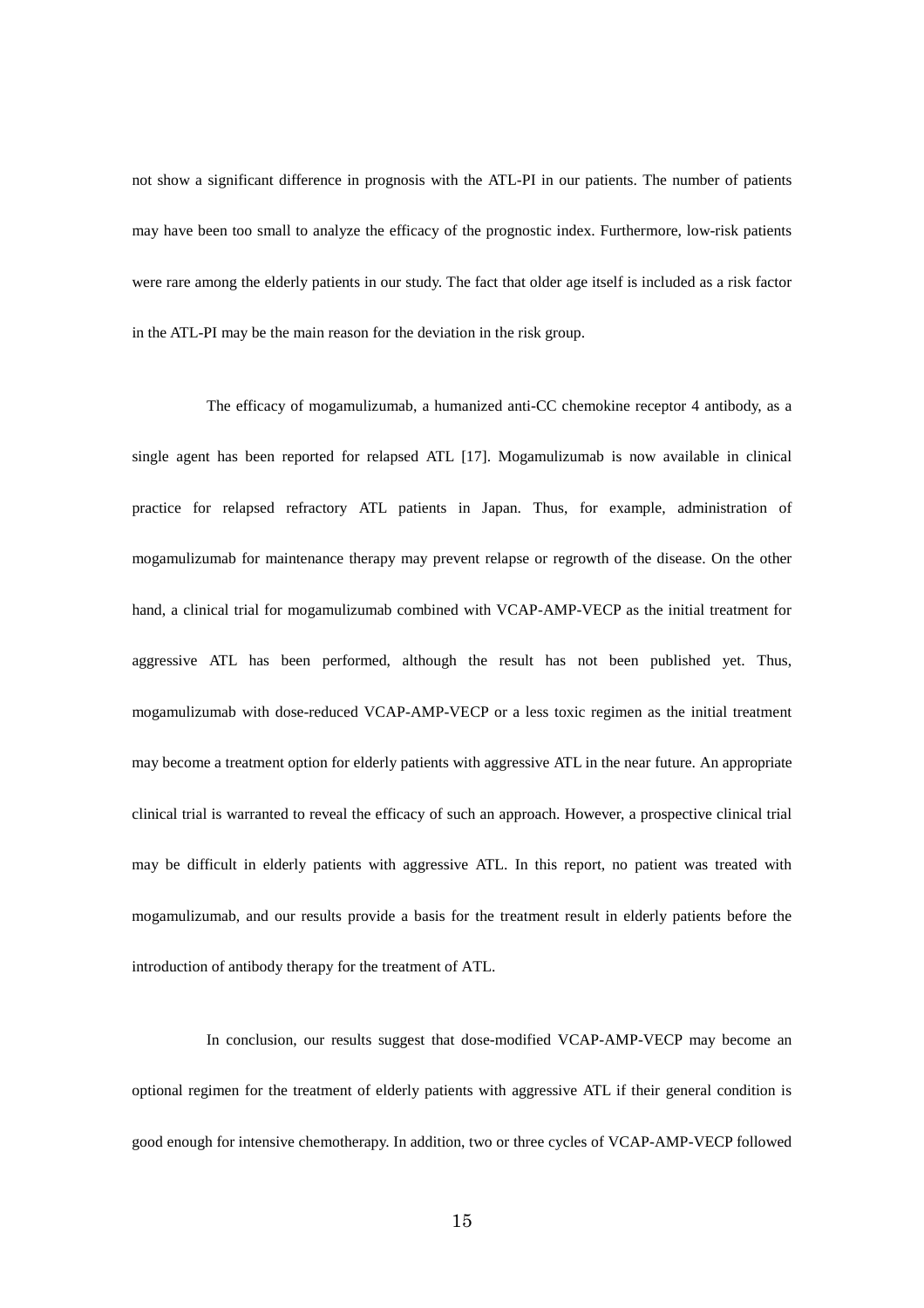not show a significant difference in prognosis with the ATL-PI in our patients. The number of patients may have been too small to analyze the efficacy of the prognostic index. Furthermore, low-risk patients were rare among the elderly patients in our study. The fact that older age itself is included as a risk factor in the ATL-PI may be the main reason for the deviation in the risk group.

The efficacy of mogamulizumab, a humanized anti-CC chemokine receptor 4 antibody, as a single agent has been reported for relapsed ATL [17]. Mogamulizumab is now available in clinical practice for relapsed refractory ATL patients in Japan. Thus, for example, administration of mogamulizumab for maintenance therapy may prevent relapse or regrowth of the disease. On the other hand, a clinical trial for mogamulizumab combined with VCAP-AMP-VECP as the initial treatment for aggressive ATL has been performed, although the result has not been published yet. Thus, mogamulizumab with dose-reduced VCAP-AMP-VECP or a less toxic regimen as the initial treatment may become a treatment option for elderly patients with aggressive ATL in the near future. An appropriate clinical trial is warranted to reveal the efficacy of such an approach. However, a prospective clinical trial may be difficult in elderly patients with aggressive ATL. In this report, no patient was treated with mogamulizumab, and our results provide a basis for the treatment result in elderly patients before the introduction of antibody therapy for the treatment of ATL.

In conclusion, our results suggest that dose-modified VCAP-AMP-VECP may become an optional regimen for the treatment of elderly patients with aggressive ATL if their general condition is good enough for intensive chemotherapy. In addition, two or three cycles of VCAP-AMP-VECP followed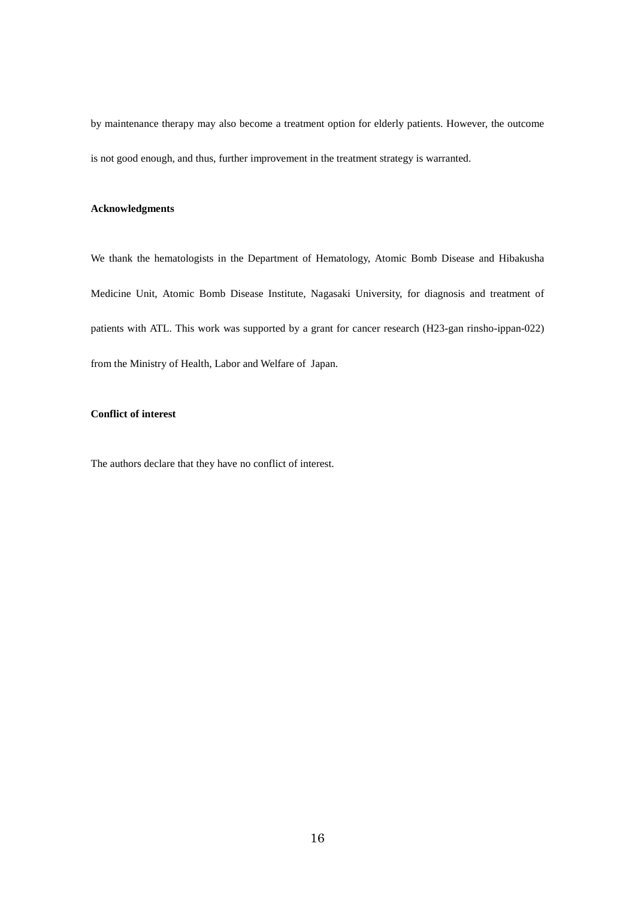by maintenance therapy may also become a treatment option for elderly patients. However, the outcome is not good enough, and thus, further improvement in the treatment strategy is warranted.

**Acknowledgments**

We thank the hematologists in the Department of Hematology, Atomic Bomb Disease and Hibakusha Medicine Unit, Atomic Bomb Disease Institute, Nagasaki University, for diagnosis and treatment of patients with ATL. This work was supported by a grant for cancer research (H23-gan rinsho-ippan-022) from the Ministry of Health, Labor and Welfare of Japan.

**Conflict of interest**

The authors declare that they have no conflict of interest.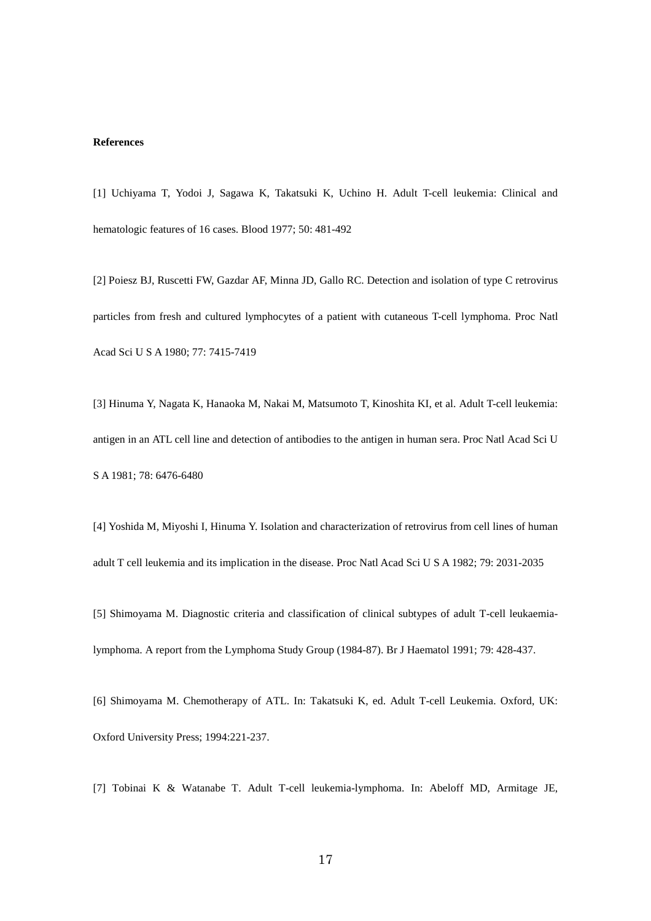**References**

[1] Uchiyama T, Yodoi J, Sagawa K, Takatsuki K, Uchino H. Adult T-cell leukemia: Clinical and hematologic features of 16 cases. Blood 1977; 50: 481-492

[2] Poiesz BJ, Ruscetti FW, Gazdar AF, Minna JD, Gallo RC. Detection and isolation of type C retrovirus particles from fresh and cultured lymphocytes of a patient with cutaneous T-cell lymphoma. Proc Natl Acad Sci U S A 1980; 77: 7415-7419

[3] Hinuma Y, Nagata K, Hanaoka M, Nakai M, Matsumoto T, Kinoshita KI, et al. Adult T-cell leukemia: antigen in an ATL cell line and detection of antibodies to the antigen in human sera. Proc Natl Acad Sci U S A 1981; 78: 6476-6480

[4] Yoshida M, Miyoshi I, Hinuma Y. Isolation and characterization of retrovirus from cell lines of human adult T cell leukemia and its implication in the disease. Proc Natl Acad Sci U S A 1982; 79: 2031-2035

[5] Shimoyama M. Diagnostic criteria and classification of clinical subtypes of adult T-cell leukaemia-lymphoma. A report from the Lymphoma Study Group (1984-87). Br J Haematol 1991; 79: 428-437.

[6] Shimoyama M. Chemotherapy of ATL. In: Takatsuki K, ed. Adult T-cell Leukemia. Oxford, UK: Oxford University Press; 1994:221-237.

[7] Tobinai K & Watanabe T. Adult T-cell leukemia-lymphoma. In: Abeloff MD, Armitage JE,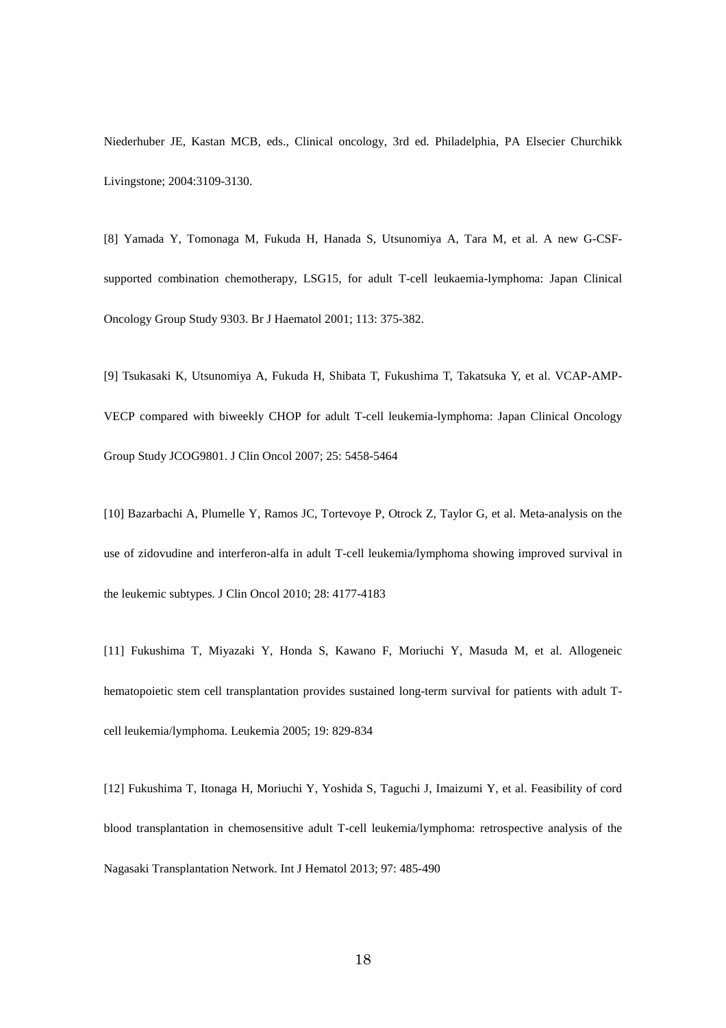Niederhuber JE, Kastan MCB, eds., Clinical oncology, 3rd ed. Philadelphia, PA Elsecier Churchikk Livingstone; 2004:3109-3130.

[8] Yamada Y, Tomonaga M, Fukuda H, Hanada S, Utsunomiya A, Tara M, et al. A new G-CSF-supported combination chemotherapy, LSG15, for adult T-cell leukaemia-lymphoma: Japan Clinical Oncology Group Study 9303. Br J Haematol 2001; 113: 375-382.

[9] Tsukasaki K, Utsunomiya A, Fukuda H, Shibata T, Fukushima T, Takatsuka Y, et al. VCAP-AMP-VECP compared with biweekly CHOP for adult T-cell leukemia-lymphoma: Japan Clinical Oncology Group Study JCOG9801. J Clin Oncol 2007; 25: 5458-5464

[10] Bazarbachi A, Plumelle Y, Ramos JC, Tortevoye P, Otrock Z, Taylor G, et al. Meta-analysis on the use of zidovudine and interferon-alfa in adult T-cell leukemia/lymphoma showing improved survival in the leukemic subtypes. J Clin Oncol 2010; 28: 4177-4183

[11] Fukushima T, Miyazaki Y, Honda S, Kawano F, Moriuchi Y, Masuda M, et al. Allogeneic hematopoietic stem cell transplantation provides sustained long-term survival for patients with adult T-cell leukemia/lymphoma. Leukemia 2005; 19: 829-834

[12] Fukushima T, Itonaga H, Moriuchi Y, Yoshida S, Taguchi J, Imaizumi Y, et al. Feasibility of cord blood transplantation in chemosensitive adult T-cell leukemia/lymphoma: retrospective analysis of the Nagasaki Transplantation Network. Int J Hematol 2013; 97: 485-490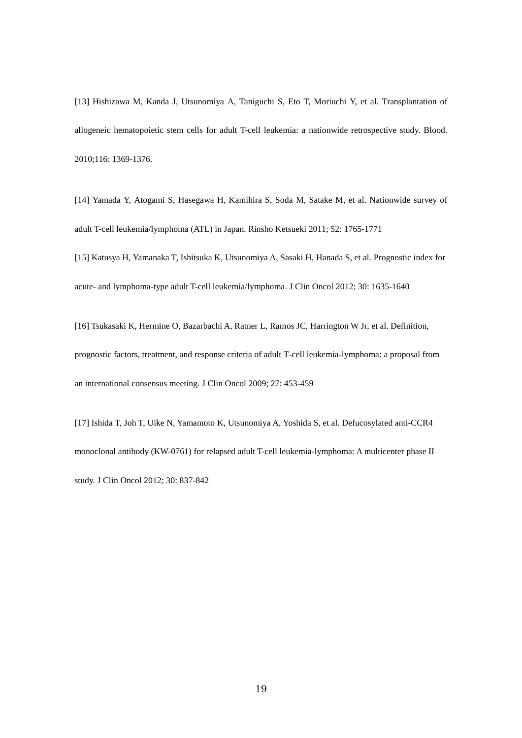[13] Hishizawa M, Kanda J, Utsunomiya A, Taniguchi S, Eto T, Moriuchi Y, et al. Transplantation of allogeneic hematopoietic stem cells for adult T-cell leukemia: a nationwide retrospective study. Blood. 2010;116: 1369-1376.

[14] Yamada Y, Atogami S, Hasegawa H, Kamihira S, Soda M, Satake M, et al. Nationwide survey of adult T-cell leukemia/lymphoma (ATL) in Japan. Rinsho Ketsueki 2011; 52: 1765-1771

[15] Katusya H, Yamanaka T, Ishitsuka K, Utsunomiya A, Sasaki H, Hanada S, et al. Prognostic index for acute- and lymphoma-type adult T-cell leukemia/lymphoma. J Clin Oncol 2012; 30: 1635-1640

[16] Tsukasaki K, Hermine O, Bazarbachi A, Ratner L, Ramos JC, Harrington W Jr, et al. Definition, prognostic factors, treatment, and response criteria of adult T-cell leukemia-lymphoma: a proposal from an international consensus meeting. J Clin Oncol 2009; 27: 453-459

[17] Ishida T, Joh T, Uike N, Yamamoto K, Utsunomiya A, Yoshida S, et al. Defucosylated anti-CCR4 monoclonal antibody (KW-0761) for relapsed adult T-cell leukemia-lymphoma: A multicenter phase II study. J Clin Oncol 2012; 30: 837-842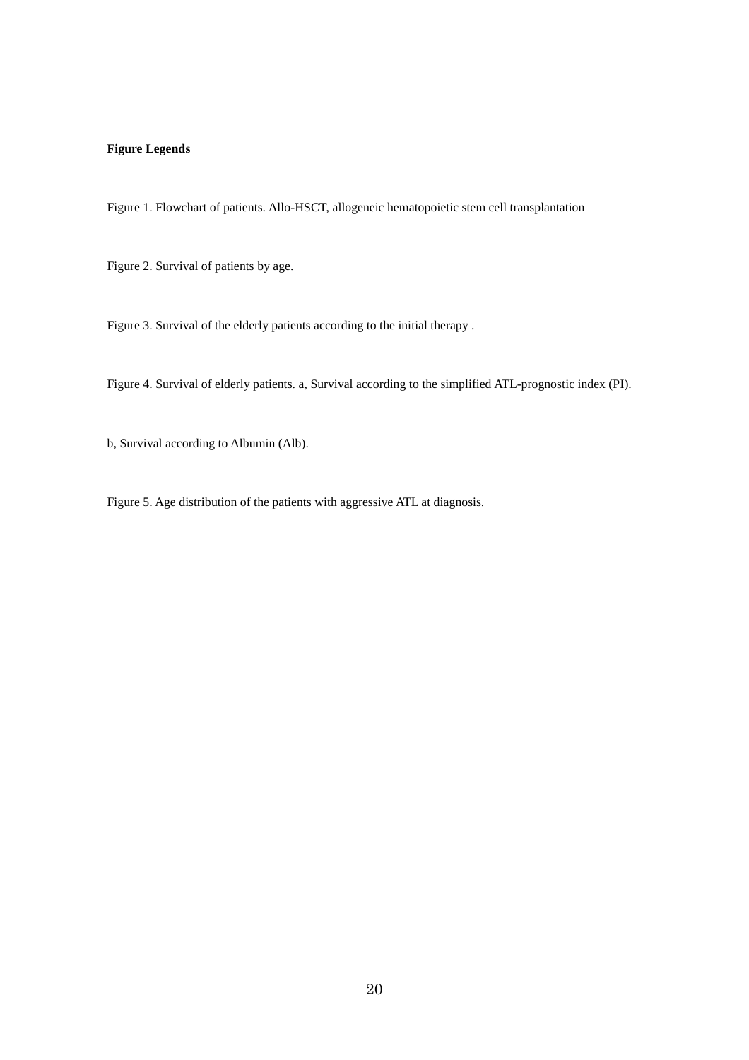**Figure Legends**

Figure 1. Flowchart of patients. Allo-HSCT, allogeneic hematopoietic stem cell transplantation

Figure 2. Survival of patients by age.

Figure 3. Survival of the elderly patients according to the initial therapy .

Figure 4. Survival of elderly patients. a, Survival according to the simplified ATL-prognostic index (PI).

b, Survival according to Albumin (Alb).

Figure 5. Age distribution of the patients with aggressive ATL at diagnosis.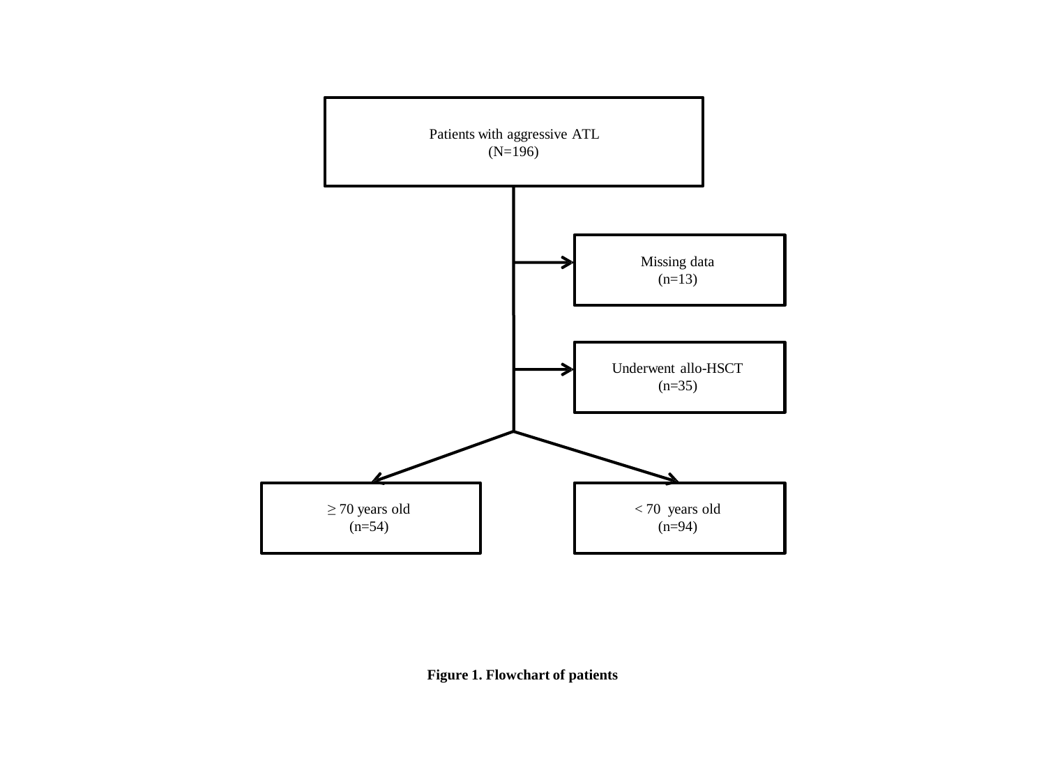Patients with aggressive ATL
(N=196)

Missing data
(n=13)

Underwent allo-HSCT
(n=35)

≥ 70 years old
(n=54)

< 70 years old
(n=94)

**Figure 1. Flowchart of patients**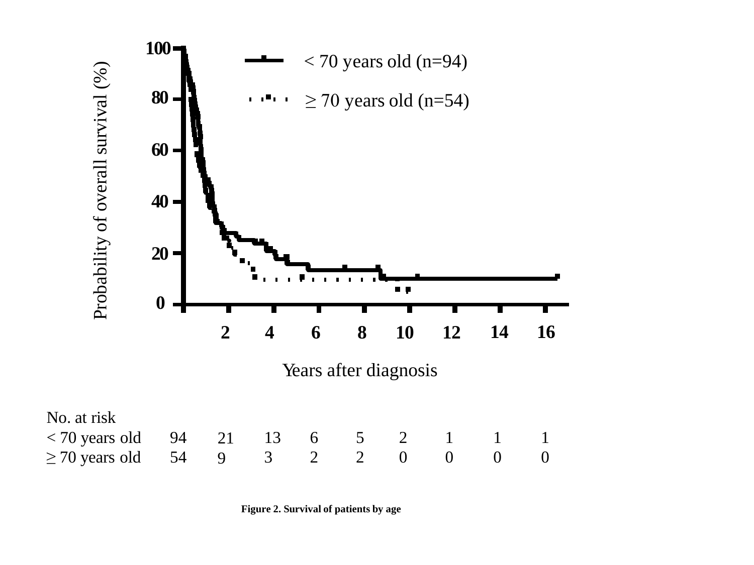| No. at risk | | | | | | | | | |
|---|---|---|---|---|---|---|---|---|---|
| < 70 years old | 94 | 21 | 13 | 6 | 5 | 2 | 1 | 1 | 1 |
| ≥ 70 years old | 54 | 9 | 3 | 2 | 2 | 0 | 0 | 0 | 0 |

**Figure 2. Survival of patients by age**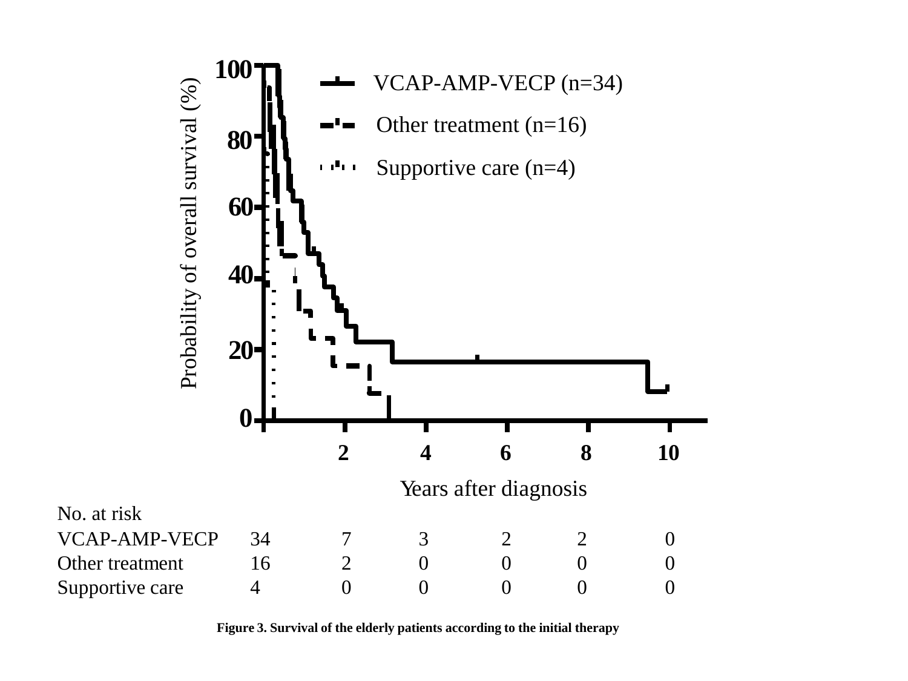| No. at risk | 0 | 2 | 4 | 6 | 8 | 10 |
|---|---|---|---|---|---|---|
| VCAP-AMP-VECP | 34 | 7 | 3 | 2 | 2 | 0 |
| Other treatment | 16 | 2 | 0 | 0 | 0 | 0 |
| Supportive care | 4 | 0 | 0 | 0 | 0 | 0 |

**Figure 3. Survival of the elderly patients according to the initial therapy**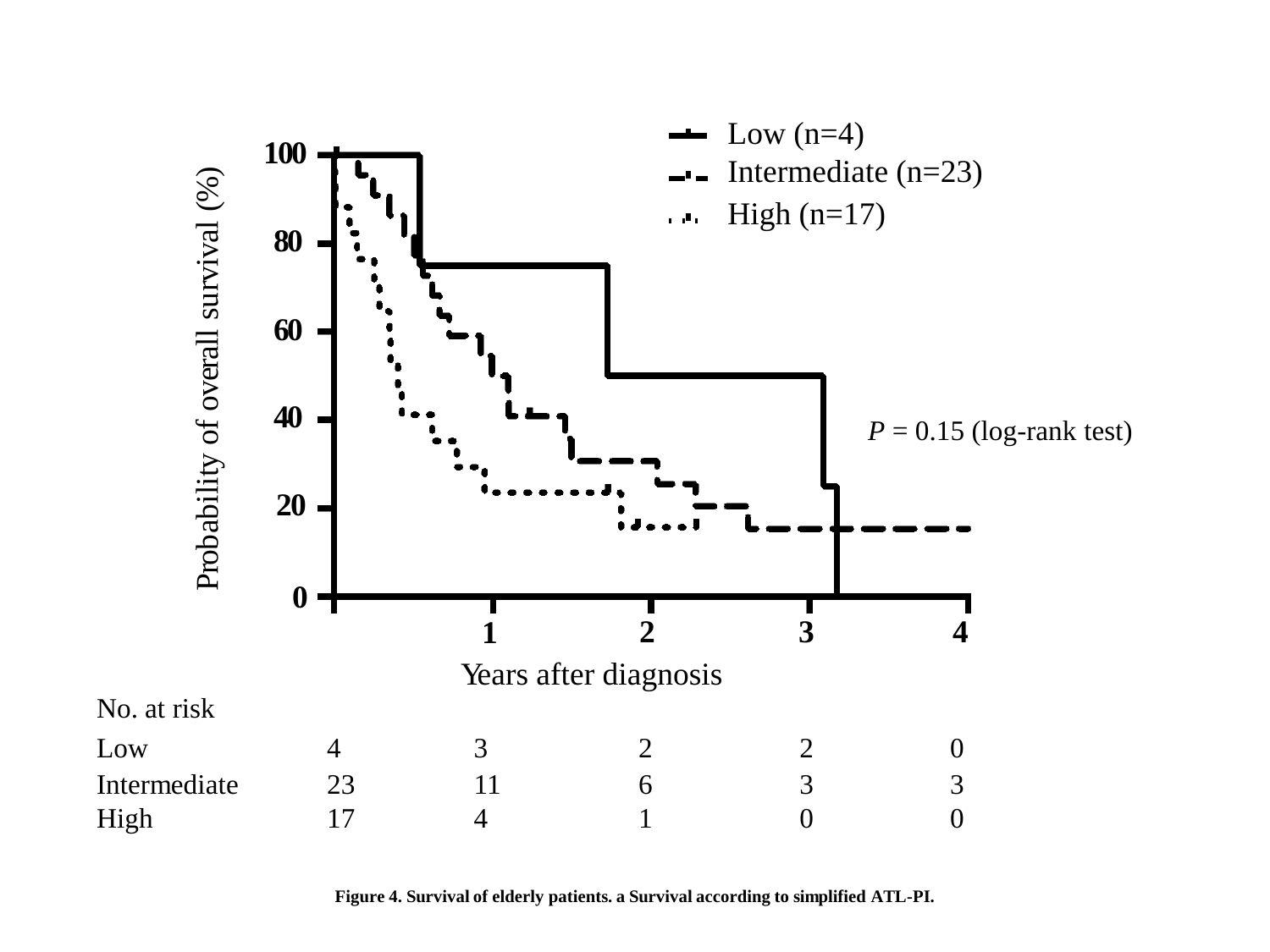Low (n=4)
Intermediate (n=23)
High (n=17)

*P* = 0.15 (log-rank test)

Probability of overall survival (%)

Years after diagnosis

No. at risk

| | | | | | |
|---|---|---|---|---|---|
| Low | 4 | 3 | 2 | 2 | 0 |
| Intermediate | 23 | 11 | 6 | 3 | 3 |
| High | 17 | 4 | 1 | 0 | 0 |

**Figure 4. Survival of elderly patients. a Survival according to simplified ATL-PI.**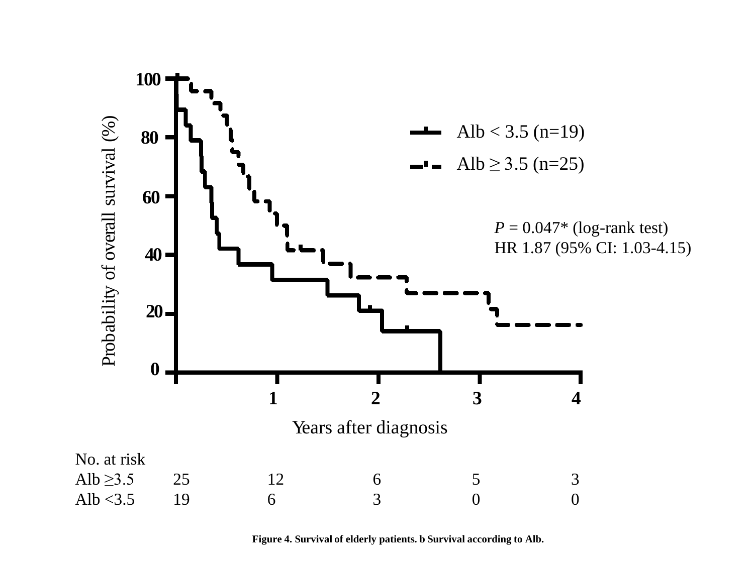Probability of overall survival (%)

Alb < 3.5 (n=19)

Alb ≥ 3.5 (n=25)

*P* = 0.047* (log-rank test)
HR 1.87 (95% CI: 1.03-4.15)

Years after diagnosis

| No. at risk | | | | | |
|---|---|---|---|---|---|
| Alb ≥3.5 | 25 | 12 | 6 | 5 | 3 |
| Alb <3.5 | 19 | 6 | 3 | 0 | 0 |

**Figure 4. Survival of elderly patients. b Survival according to Alb.**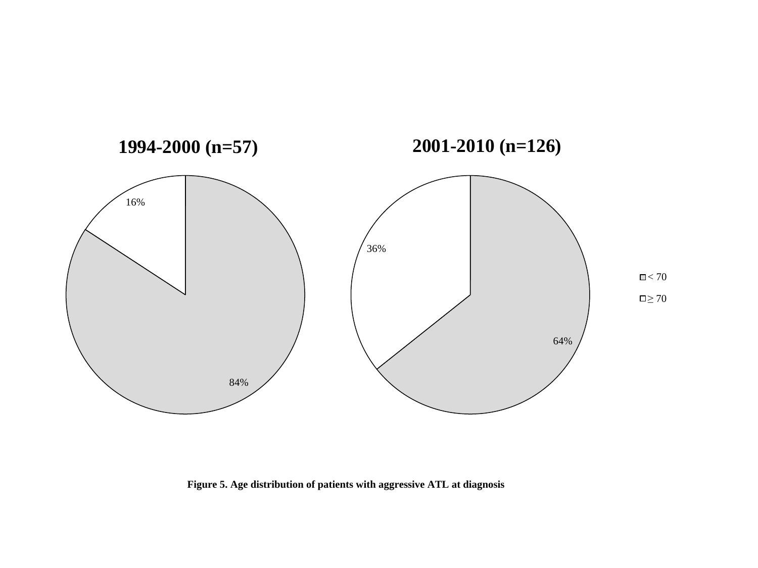1994-2000 (n=57)

2001-2010 (n=126)

16%

84%

36%

64%

< 70

≥ 70

**Figure 5. Age distribution of patients with aggressive ATL at diagnosis**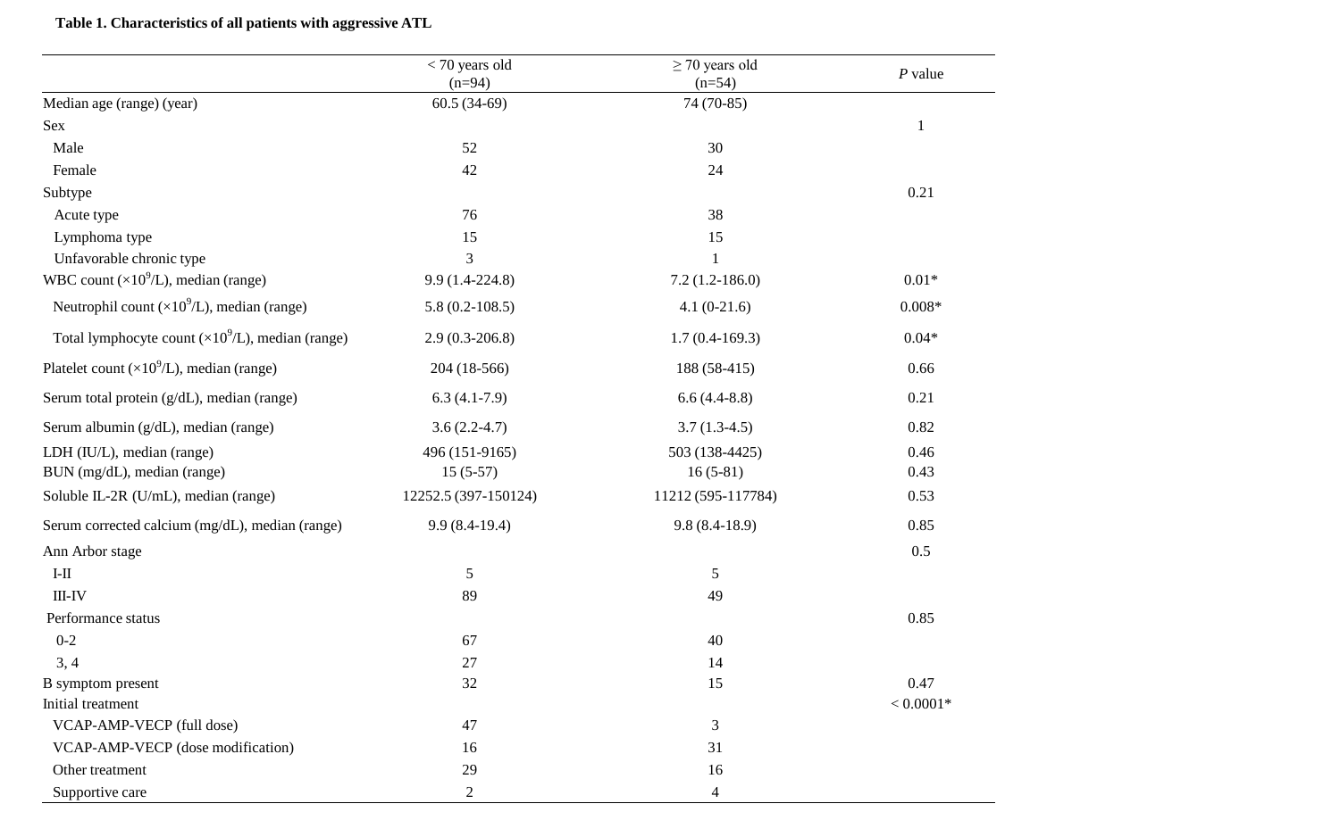**Table 1. Characteristics of all patients with aggressive ATL**

| | < 70 years old (n=94) | ≥ 70 years old (n=54) | *P* value |
|---|---|---|---|
| Median age (range) (year) | 60.5 (34-69) | 74 (70-85) | |
| Sex | | | 1 |
| Male | 52 | 30 | |
| Female | 42 | 24 | |
| Subtype | | | 0.21 |
| Acute type | 76 | 38 | |
| Lymphoma type | 15 | 15 | |
| Unfavorable chronic type | 3 | 1 | |
| WBC count ($\times 10^9$/L), median (range) | 9.9 (1.4-224.8) | 7.2 (1.2-186.0) | 0.01* |
| Neutrophil count ($\times 10^9$/L), median (range) | 5.8 (0.2-108.5) | 4.1 (0-21.6) | 0.008* |
| Total lymphocyte count ($\times 10^9$/L), median (range) | 2.9 (0.3-206.8) | 1.7 (0.4-169.3) | 0.04* |
| Platelet count ($\times 10^9$/L), median (range) | 204 (18-566) | 188 (58-415) | 0.66 |
| Serum total protein (g/dL), median (range) | 6.3 (4.1-7.9) | 6.6 (4.4-8.8) | 0.21 |
| Serum albumin (g/dL), median (range) | 3.6 (2.2-4.7) | 3.7 (1.3-4.5) | 0.82 |
| LDH (IU/L), median (range) | 496 (151-9165) | 503 (138-4425) | 0.46 |
| BUN (mg/dL), median (range) | 15 (5-57) | 16 (5-81) | 0.43 |
| Soluble IL-2R (U/mL), median (range) | 12252.5 (397-150124) | 11212 (595-117784) | 0.53 |
| Serum corrected calcium (mg/dL), median (range) | 9.9 (8.4-19.4) | 9.8 (8.4-18.9) | 0.85 |
| Ann Arbor stage | | | 0.5 |
| I-II | 5 | 5 | |
| III-IV | 89 | 49 | |
| Performance status | | | 0.85 |
| 0-2 | 67 | 40 | |
| 3, 4 | 27 | 14 | |
| B symptom present | 32 | 15 | 0.47 |
| Initial treatment | | | < 0.0001* |
| VCAP-AMP-VECP (full dose) | 47 | 3 | |
| VCAP-AMP-VECP (dose modification) | 16 | 31 | |
| Other treatment | 29 | 16 | |
| Supportive care | 2 | 4 | |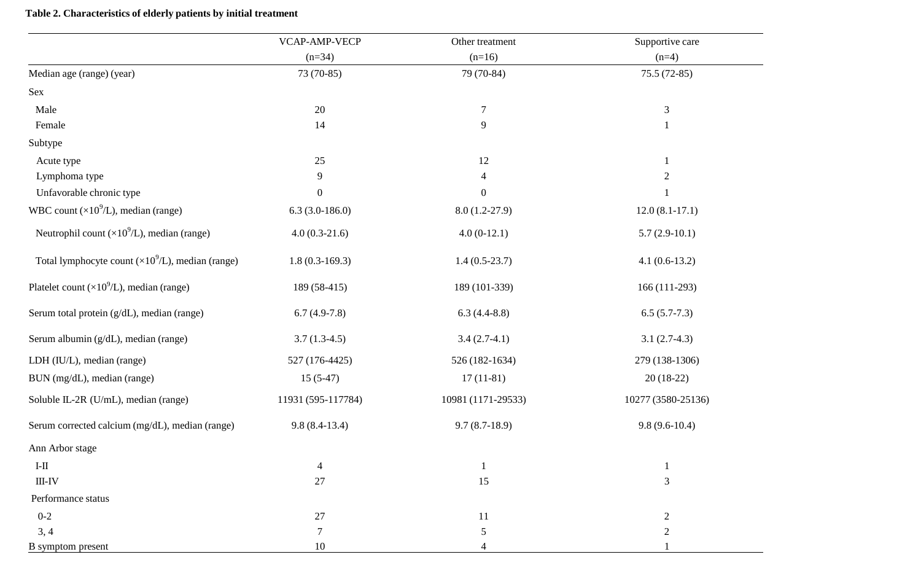**Table 2. Characteristics of elderly patients by initial treatment**

| | VCAP-AMP-VECP (n=34) | Other treatment (n=16) | Supportive care (n=4) |
|---|---|---|---|
| Median age (range) (year) | 73 (70-85) | 79 (70-84) | 75.5 (72-85) |
| Sex | | | |
| Male | 20 | 7 | 3 |
| Female | 14 | 9 | 1 |
| Subtype | | | |
| Acute type | 25 | 12 | 1 |
| Lymphoma type | 9 | 4 | 2 |
| Unfavorable chronic type | 0 | 0 | 1 |
| WBC count ($\times 10^9$/L), median (range) | 6.3 (3.0-186.0) | 8.0 (1.2-27.9) | 12.0 (8.1-17.1) |
| Neutrophil count ($\times 10^9$/L), median (range) | 4.0 (0.3-21.6) | 4.0 (0-12.1) | 5.7 (2.9-10.1) |
| Total lymphocyte count ($\times 10^9$/L), median (range) | 1.8 (0.3-169.3) | 1.4 (0.5-23.7) | 4.1 (0.6-13.2) |
| Platelet count ($\times 10^9$/L), median (range) | 189 (58-415) | 189 (101-339) | 166 (111-293) |
| Serum total protein (g/dL), median (range) | 6.7 (4.9-7.8) | 6.3 (4.4-8.8) | 6.5 (5.7-7.3) |
| Serum albumin (g/dL), median (range) | 3.7 (1.3-4.5) | 3.4 (2.7-4.1) | 3.1 (2.7-4.3) |
| LDH (IU/L), median (range) | 527 (176-4425) | 526 (182-1634) | 279 (138-1306) |
| BUN (mg/dL), median (range) | 15 (5-47) | 17 (11-81) | 20 (18-22) |
| Soluble IL-2R (U/mL), median (range) | 11931 (595-117784) | 10981 (1171-29533) | 10277 (3580-25136) |
| Serum corrected calcium (mg/dL), median (range) | 9.8 (8.4-13.4) | 9.7 (8.7-18.9) | 9.8 (9.6-10.4) |
| Ann Arbor stage | | | |
| I-II | 4 | 1 | 1 |
| III-IV | 27 | 15 | 3 |
| Performance status | | | |
| 0-2 | 27 | 11 | 2 |
| 3, 4 | 7 | 5 | 2 |
| B symptom present | 10 | 4 | 1 |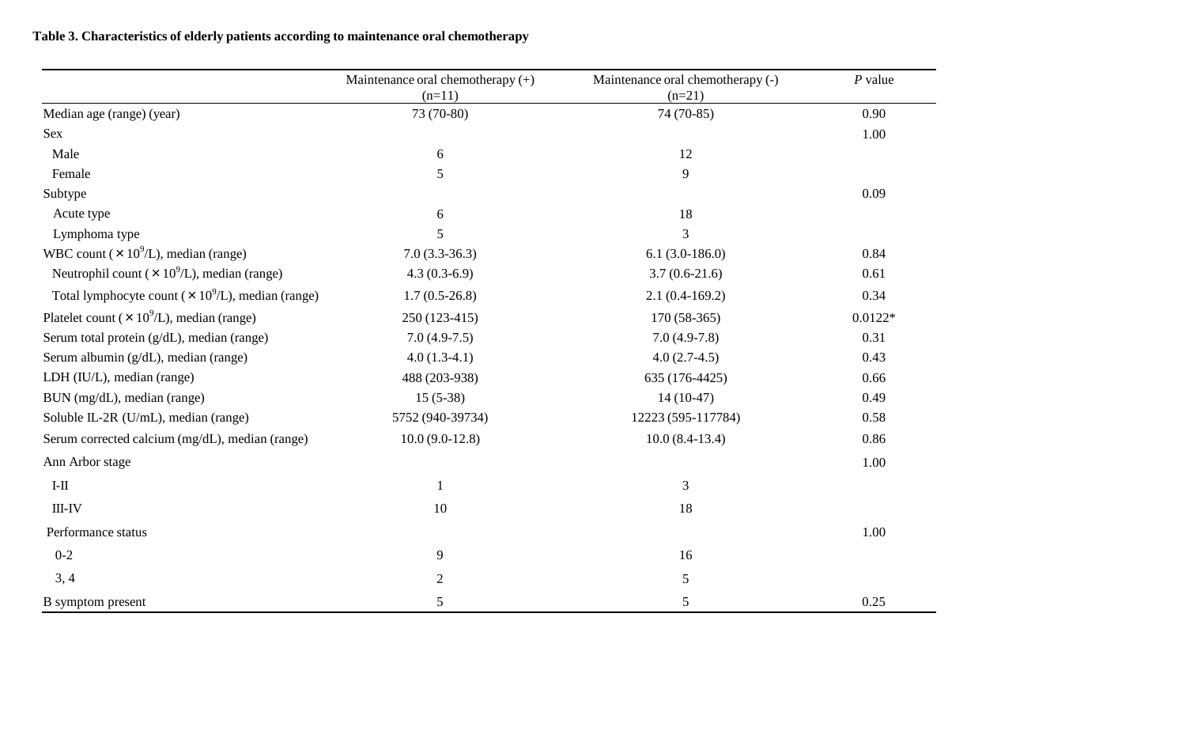**Table 3. Characteristics of elderly patients according to maintenance oral chemotherapy**

| | Maintenance oral chemotherapy (+) (n=11) | Maintenance oral chemotherapy (-) (n=21) | *P* value |
|---|---|---|---|
| Median age (range) (year) | 73 (70-80) | 74 (70-85) | 0.90 |
| Sex | | | 1.00 |
| Male | 6 | 12 | |
| Female | 5 | 9 | |
| Subtype | | | 0.09 |
| Acute type | 6 | 18 | |
| Lymphoma type | 5 | 3 | |
| WBC count ($\times 10^9$/L), median (range) | 7.0 (3.3-36.3) | 6.1 (3.0-186.0) | 0.84 |
| Neutrophil count ($\times 10^9$/L), median (range) | 4.3 (0.3-6.9) | 3.7 (0.6-21.6) | 0.61 |
| Total lymphocyte count ($\times 10^9$/L), median (range) | 1.7 (0.5-26.8) | 2.1 (0.4-169.2) | 0.34 |
| Platelet count ($\times 10^9$/L), median (range) | 250 (123-415) | 170 (58-365) | 0.0122* |
| Serum total protein (g/dL), median (range) | 7.0 (4.9-7.5) | 7.0 (4.9-7.8) | 0.31 |
| Serum albumin (g/dL), median (range) | 4.0 (1.3-4.1) | 4.0 (2.7-4.5) | 0.43 |
| LDH (IU/L), median (range) | 488 (203-938) | 635 (176-4425) | 0.66 |
| BUN (mg/dL), median (range) | 15 (5-38) | 14 (10-47) | 0.49 |
| Soluble IL-2R (U/mL), median (range) | 5752 (940-39734) | 12223 (595-117784) | 0.58 |
| Serum corrected calcium (mg/dL), median (range) | 10.0 (9.0-12.8) | 10.0 (8.4-13.4) | 0.86 |
| Ann Arbor stage | | | 1.00 |
| I-II | 1 | 3 | |
| III-IV | 10 | 18 | |
| Performance status | | | 1.00 |
| 0-2 | 9 | 16 | |
| 3, 4 | 2 | 5 | |
| B symptom present | 5 | 5 | 0.25 |